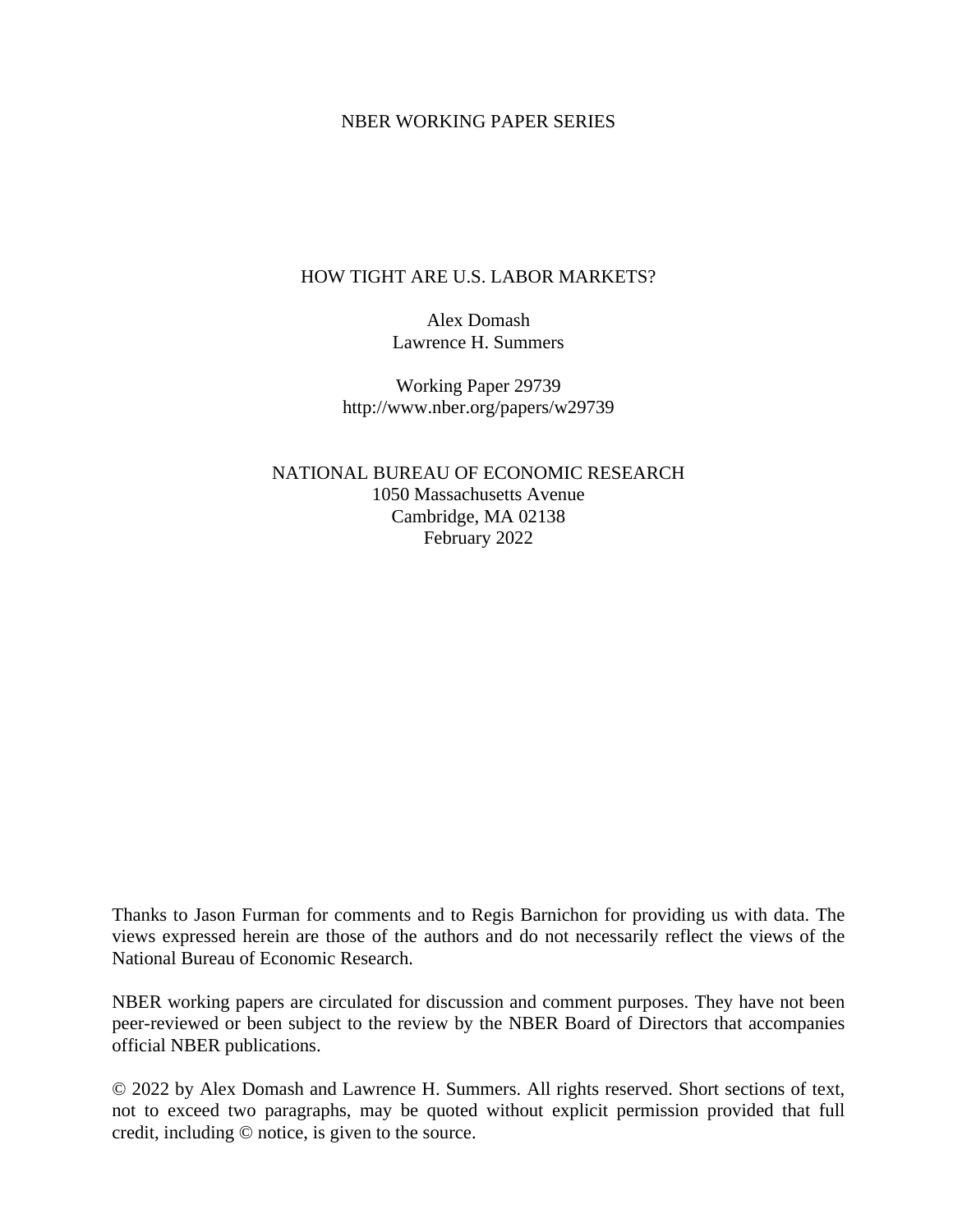NBER WORKING PAPER SERIES

# HOW TIGHT ARE U.S. LABOR MARKETS?

Alex Domash
Lawrence H. Summers

Working Paper 29739
http://www.nber.org/papers/w29739

NATIONAL BUREAU OF ECONOMIC RESEARCH
1050 Massachusetts Avenue
Cambridge, MA 02138
February 2022

Thanks to Jason Furman for comments and to Regis Barnichon for providing us with data. The views expressed herein are those of the authors and do not necessarily reflect the views of the National Bureau of Economic Research.

NBER working papers are circulated for discussion and comment purposes. They have not been peer-reviewed or been subject to the review by the NBER Board of Directors that accompanies official NBER publications.

© 2022 by Alex Domash and Lawrence H. Summers. All rights reserved. Short sections of text, not to exceed two paragraphs, may be quoted without explicit permission provided that full credit, including © notice, is given to the source.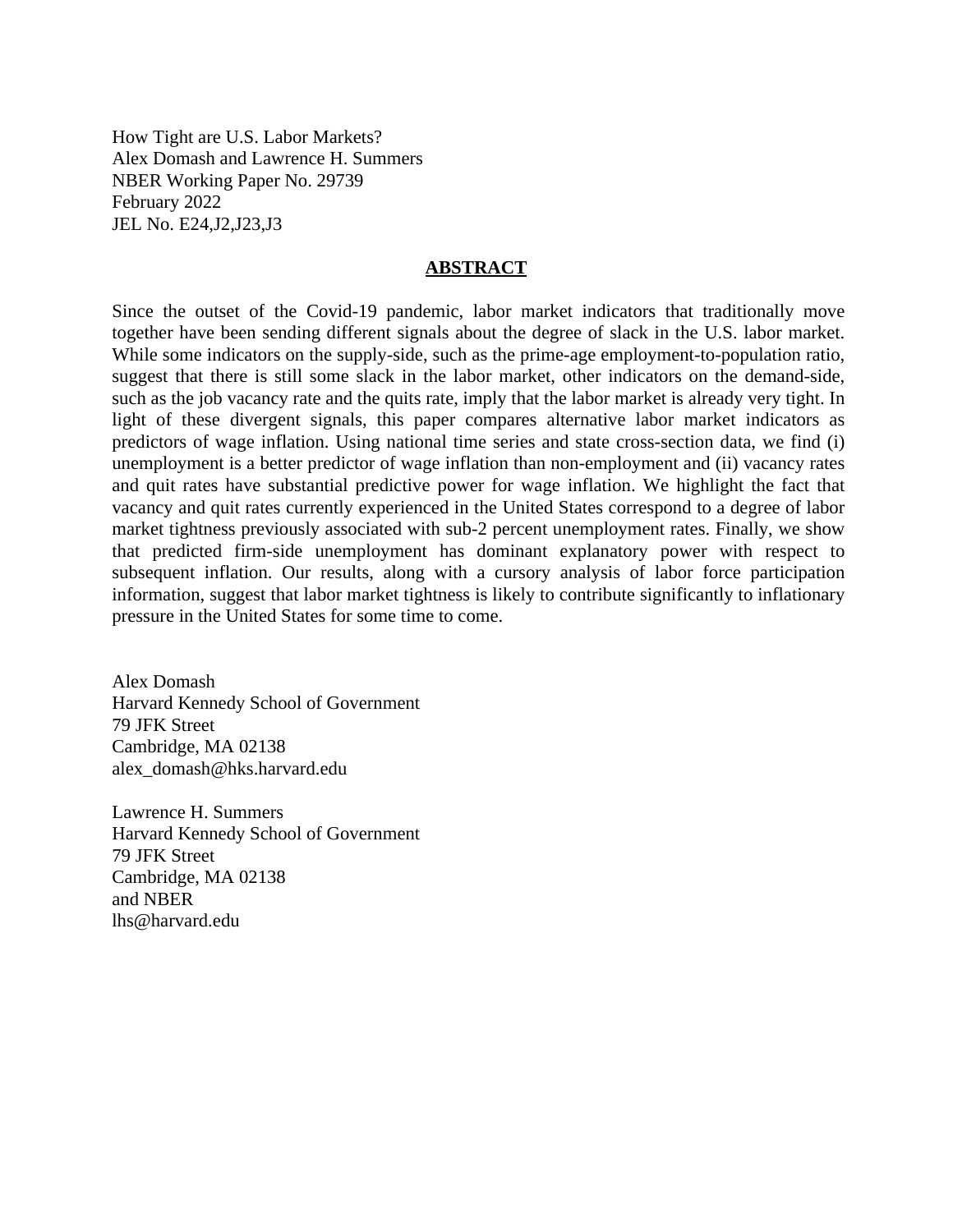How Tight are U.S. Labor Markets?
Alex Domash and Lawrence H. Summers
NBER Working Paper No. 29739
February 2022
JEL No. E24,J2,J23,J3

## ABSTRACT

Since the outset of the Covid-19 pandemic, labor market indicators that traditionally move together have been sending different signals about the degree of slack in the U.S. labor market. While some indicators on the supply-side, such as the prime-age employment-to-population ratio, suggest that there is still some slack in the labor market, other indicators on the demand-side, such as the job vacancy rate and the quits rate, imply that the labor market is already very tight. In light of these divergent signals, this paper compares alternative labor market indicators as predictors of wage inflation. Using national time series and state cross-section data, we find (i) unemployment is a better predictor of wage inflation than non-employment and (ii) vacancy rates and quit rates have substantial predictive power for wage inflation. We highlight the fact that vacancy and quit rates currently experienced in the United States correspond to a degree of labor market tightness previously associated with sub-2 percent unemployment rates. Finally, we show that predicted firm-side unemployment has dominant explanatory power with respect to subsequent inflation. Our results, along with a cursory analysis of labor force participation information, suggest that labor market tightness is likely to contribute significantly to inflationary pressure in the United States for some time to come.

Alex Domash
Harvard Kennedy School of Government
79 JFK Street
Cambridge, MA 02138
alex_domash@hks.harvard.edu

Lawrence H. Summers
Harvard Kennedy School of Government
79 JFK Street
Cambridge, MA 02138
and NBER
lhs@harvard.edu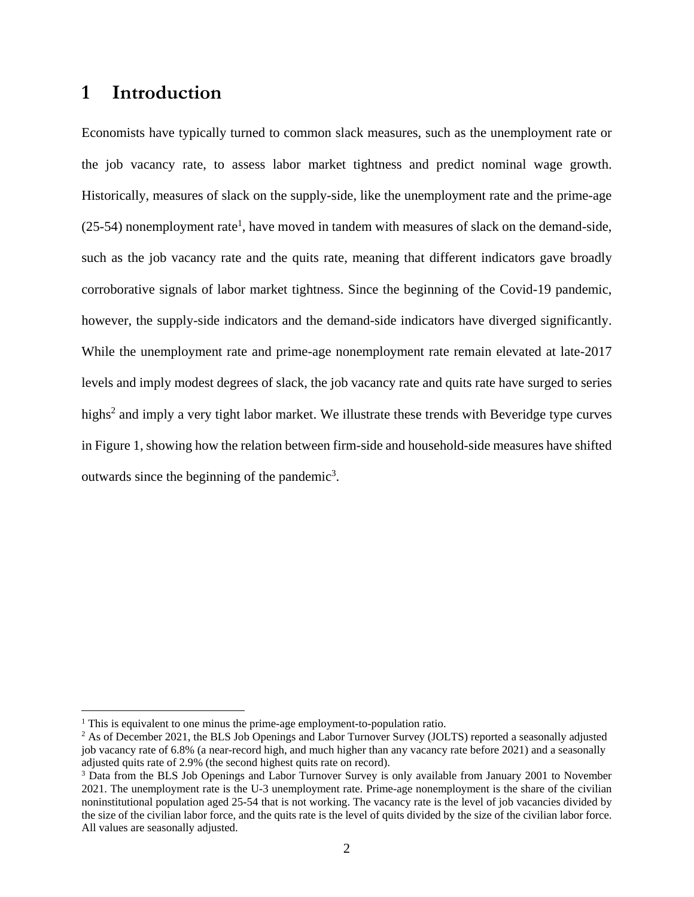# 1 Introduction

Economists have typically turned to common slack measures, such as the unemployment rate or the job vacancy rate, to assess labor market tightness and predict nominal wage growth. Historically, measures of slack on the supply-side, like the unemployment rate and the prime-age (25-54) nonemployment rate[1], have moved in tandem with measures of slack on the demand-side, such as the job vacancy rate and the quits rate, meaning that different indicators gave broadly corroborative signals of labor market tightness. Since the beginning of the Covid-19 pandemic, however, the supply-side indicators and the demand-side indicators have diverged significantly. While the unemployment rate and prime-age nonemployment rate remain elevated at late-2017 levels and imply modest degrees of slack, the job vacancy rate and quits rate have surged to series highs[2] and imply a very tight labor market. We illustrate these trends with Beveridge type curves in Figure 1, showing how the relation between firm-side and household-side measures have shifted outwards since the beginning of the pandemic[3].

---

[1] This is equivalent to one minus the prime-age employment-to-population ratio.

[2] As of December 2021, the BLS Job Openings and Labor Turnover Survey (JOLTS) reported a seasonally adjusted job vacancy rate of 6.8% (a near-record high, and much higher than any vacancy rate before 2021) and a seasonally adjusted quits rate of 2.9% (the second highest quits rate on record).

[3] Data from the BLS Job Openings and Labor Turnover Survey is only available from January 2001 to November 2021. The unemployment rate is the U-3 unemployment rate. Prime-age nonemployment is the share of the civilian noninstitutional population aged 25-54 that is not working. The vacancy rate is the level of job vacancies divided by the size of the civilian labor force, and the quits rate is the level of quits divided by the size of the civilian labor force. All values are seasonally adjusted.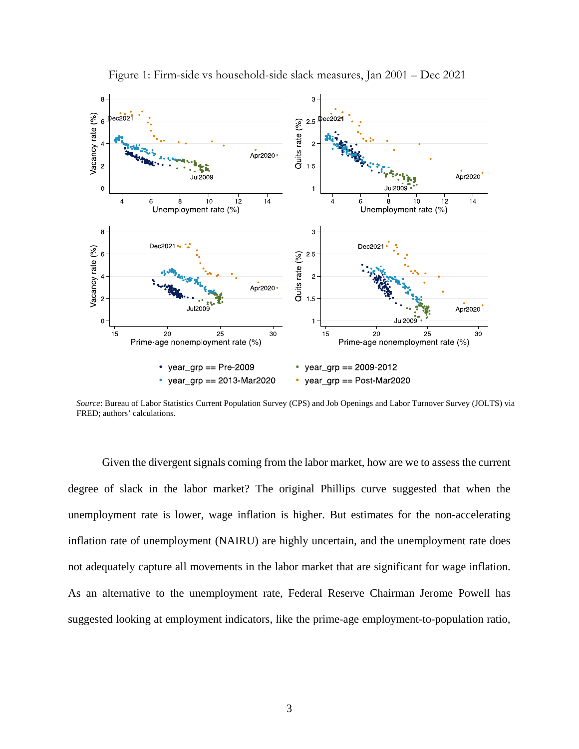Figure 1: Firm-side vs household-side slack measures, Jan 2001 – Dec 2021

*Source*: Bureau of Labor Statistics Current Population Survey (CPS) and Job Openings and Labor Turnover Survey (JOLTS) via FRED; authors' calculations.

Given the divergent signals coming from the labor market, how are we to assess the current degree of slack in the labor market? The original Phillips curve suggested that when the unemployment rate is lower, wage inflation is higher. But estimates for the non-accelerating inflation rate of unemployment (NAIRU) are highly uncertain, and the unemployment rate does not adequately capture all movements in the labor market that are significant for wage inflation. As an alternative to the unemployment rate, Federal Reserve Chairman Jerome Powell has suggested looking at employment indicators, like the prime-age employment-to-population ratio,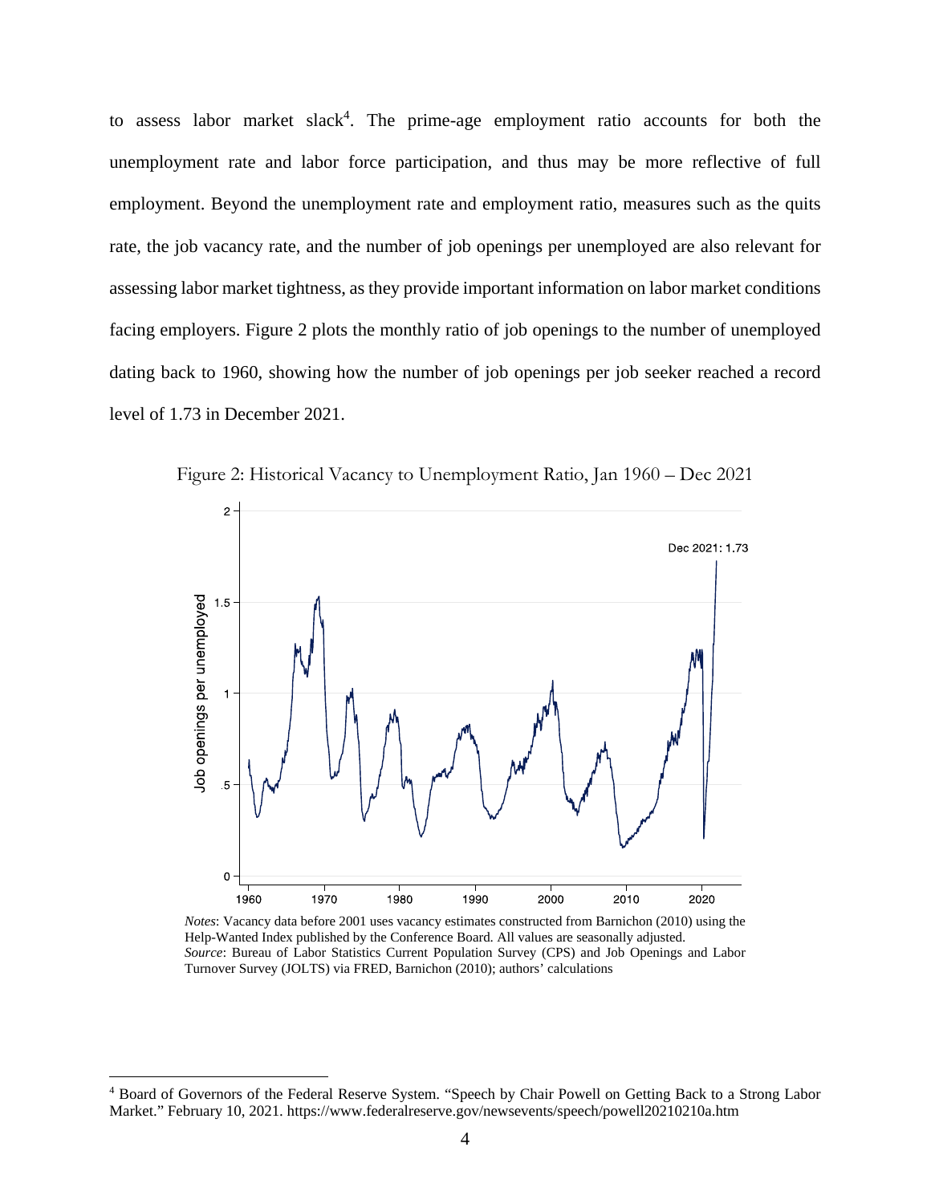to assess labor market slack[4]. The prime-age employment ratio accounts for both the unemployment rate and labor force participation, and thus may be more reflective of full employment. Beyond the unemployment rate and employment ratio, measures such as the quits rate, the job vacancy rate, and the number of job openings per unemployed are also relevant for assessing labor market tightness, as they provide important information on labor market conditions facing employers. Figure 2 plots the monthly ratio of job openings to the number of unemployed dating back to 1960, showing how the number of job openings per job seeker reached a record level of 1.73 in December 2021.

Figure 2: Historical Vacancy to Unemployment Ratio, Jan 1960 – Dec 2021

*Notes*: Vacancy data before 2001 uses vacancy estimates constructed from Barnichon (2010) using the Help-Wanted Index published by the Conference Board. All values are seasonally adjusted.
*Source*: Bureau of Labor Statistics Current Population Survey (CPS) and Job Openings and Labor Turnover Survey (JOLTS) via FRED, Barnichon (2010); authors' calculations

[4] Board of Governors of the Federal Reserve System. "Speech by Chair Powell on Getting Back to a Strong Labor Market." February 10, 2021. https://www.federalreserve.gov/newsevents/speech/powell20210210a.htm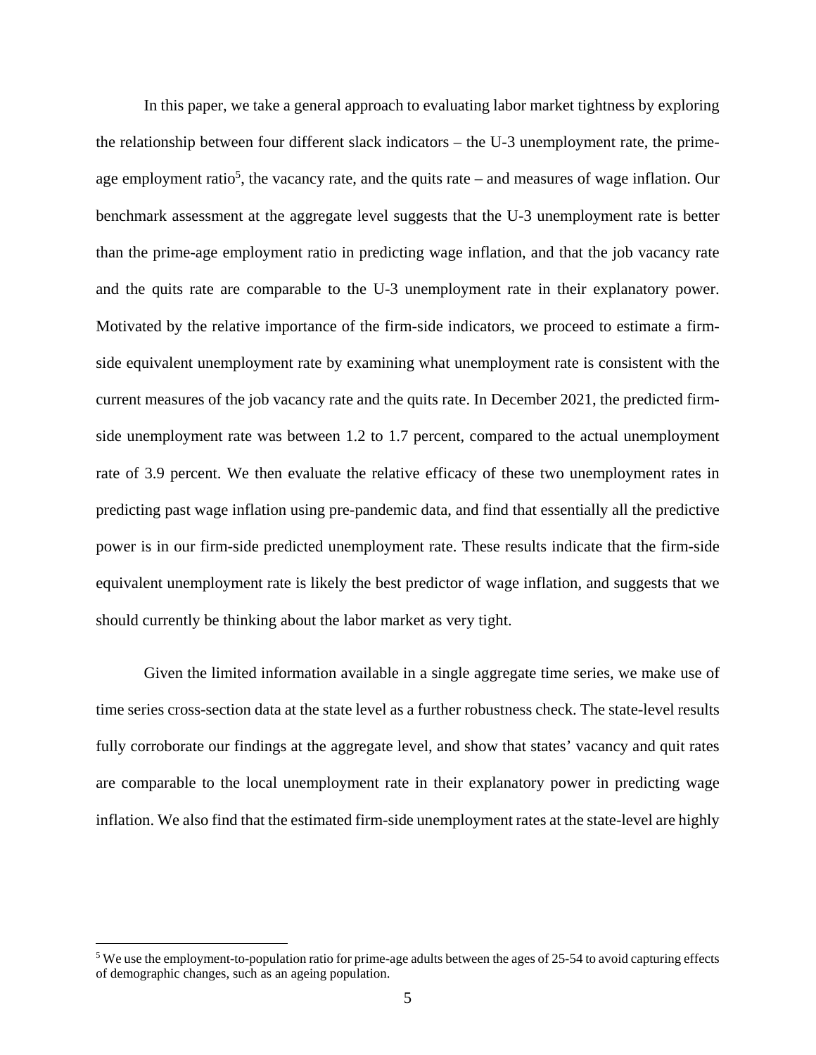In this paper, we take a general approach to evaluating labor market tightness by exploring the relationship between four different slack indicators – the U-3 unemployment rate, the prime-age employment ratio[5], the vacancy rate, and the quits rate – and measures of wage inflation. Our benchmark assessment at the aggregate level suggests that the U-3 unemployment rate is better than the prime-age employment ratio in predicting wage inflation, and that the job vacancy rate and the quits rate are comparable to the U-3 unemployment rate in their explanatory power. Motivated by the relative importance of the firm-side indicators, we proceed to estimate a firm-side equivalent unemployment rate by examining what unemployment rate is consistent with the current measures of the job vacancy rate and the quits rate. In December 2021, the predicted firm-side unemployment rate was between 1.2 to 1.7 percent, compared to the actual unemployment rate of 3.9 percent. We then evaluate the relative efficacy of these two unemployment rates in predicting past wage inflation using pre-pandemic data, and find that essentially all the predictive power is in our firm-side predicted unemployment rate. These results indicate that the firm-side equivalent unemployment rate is likely the best predictor of wage inflation, and suggests that we should currently be thinking about the labor market as very tight.

Given the limited information available in a single aggregate time series, we make use of time series cross-section data at the state level as a further robustness check. The state-level results fully corroborate our findings at the aggregate level, and show that states' vacancy and quit rates are comparable to the local unemployment rate in their explanatory power in predicting wage inflation. We also find that the estimated firm-side unemployment rates at the state-level are highly

[5] We use the employment-to-population ratio for prime-age adults between the ages of 25-54 to avoid capturing effects of demographic changes, such as an ageing population.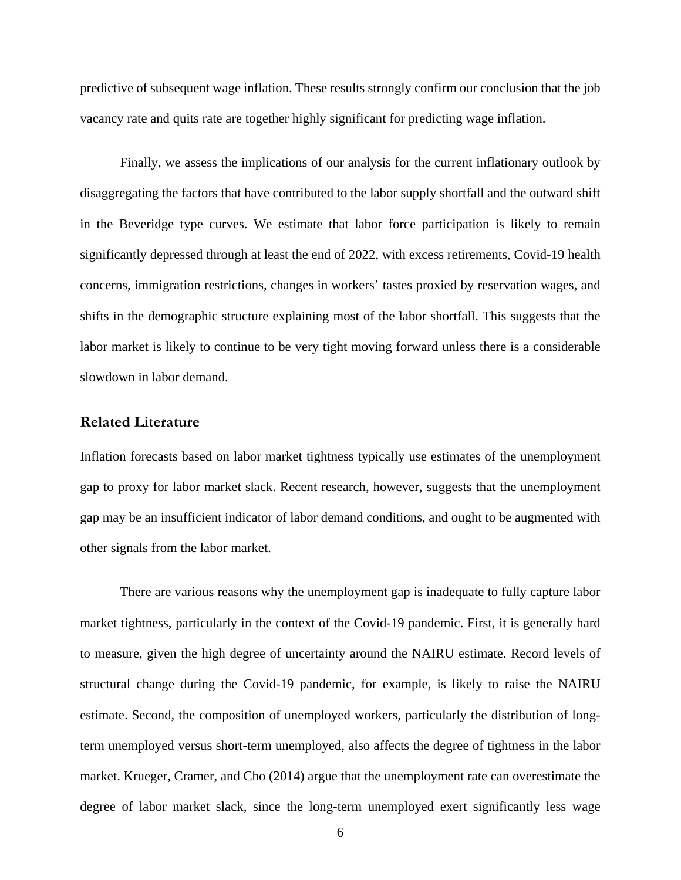predictive of subsequent wage inflation. These results strongly confirm our conclusion that the job vacancy rate and quits rate are together highly significant for predicting wage inflation.

Finally, we assess the implications of our analysis for the current inflationary outlook by disaggregating the factors that have contributed to the labor supply shortfall and the outward shift in the Beveridge type curves. We estimate that labor force participation is likely to remain significantly depressed through at least the end of 2022, with excess retirements, Covid-19 health concerns, immigration restrictions, changes in workers' tastes proxied by reservation wages, and shifts in the demographic structure explaining most of the labor shortfall. This suggests that the labor market is likely to continue to be very tight moving forward unless there is a considerable slowdown in labor demand.

## Related Literature

Inflation forecasts based on labor market tightness typically use estimates of the unemployment gap to proxy for labor market slack. Recent research, however, suggests that the unemployment gap may be an insufficient indicator of labor demand conditions, and ought to be augmented with other signals from the labor market.

There are various reasons why the unemployment gap is inadequate to fully capture labor market tightness, particularly in the context of the Covid-19 pandemic. First, it is generally hard to measure, given the high degree of uncertainty around the NAIRU estimate. Record levels of structural change during the Covid-19 pandemic, for example, is likely to raise the NAIRU estimate. Second, the composition of unemployed workers, particularly the distribution of long-term unemployed versus short-term unemployed, also affects the degree of tightness in the labor market. Krueger, Cramer, and Cho (2014) argue that the unemployment rate can overestimate the degree of labor market slack, since the long-term unemployed exert significantly less wage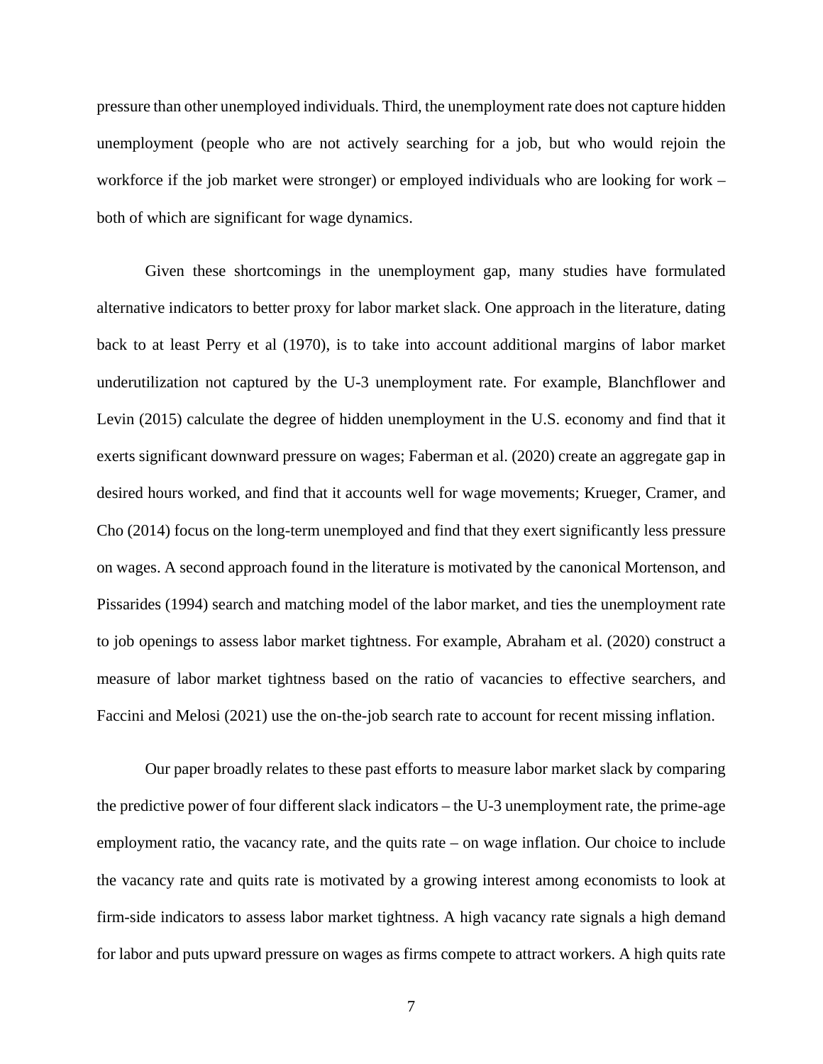pressure than other unemployed individuals. Third, the unemployment rate does not capture hidden unemployment (people who are not actively searching for a job, but who would rejoin the workforce if the job market were stronger) or employed individuals who are looking for work – both of which are significant for wage dynamics.

Given these shortcomings in the unemployment gap, many studies have formulated alternative indicators to better proxy for labor market slack. One approach in the literature, dating back to at least Perry et al (1970), is to take into account additional margins of labor market underutilization not captured by the U-3 unemployment rate. For example, Blanchflower and Levin (2015) calculate the degree of hidden unemployment in the U.S. economy and find that it exerts significant downward pressure on wages; Faberman et al. (2020) create an aggregate gap in desired hours worked, and find that it accounts well for wage movements; Krueger, Cramer, and Cho (2014) focus on the long-term unemployed and find that they exert significantly less pressure on wages. A second approach found in the literature is motivated by the canonical Mortenson, and Pissarides (1994) search and matching model of the labor market, and ties the unemployment rate to job openings to assess labor market tightness. For example, Abraham et al. (2020) construct a measure of labor market tightness based on the ratio of vacancies to effective searchers, and Faccini and Melosi (2021) use the on-the-job search rate to account for recent missing inflation.

Our paper broadly relates to these past efforts to measure labor market slack by comparing the predictive power of four different slack indicators – the U-3 unemployment rate, the prime-age employment ratio, the vacancy rate, and the quits rate – on wage inflation. Our choice to include the vacancy rate and quits rate is motivated by a growing interest among economists to look at firm-side indicators to assess labor market tightness. A high vacancy rate signals a high demand for labor and puts upward pressure on wages as firms compete to attract workers. A high quits rate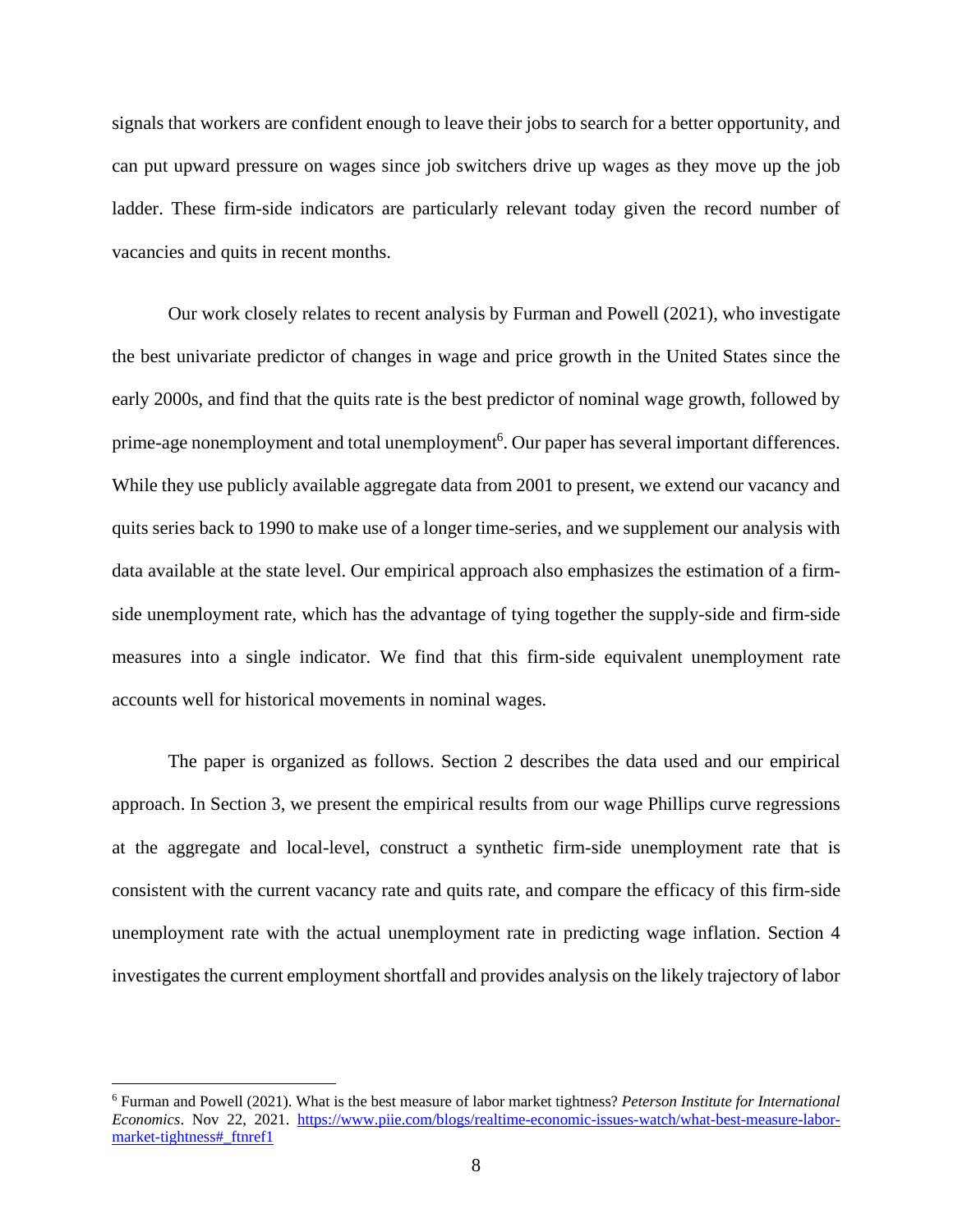signals that workers are confident enough to leave their jobs to search for a better opportunity, and can put upward pressure on wages since job switchers drive up wages as they move up the job ladder. These firm-side indicators are particularly relevant today given the record number of vacancies and quits in recent months.

Our work closely relates to recent analysis by Furman and Powell (2021), who investigate the best univariate predictor of changes in wage and price growth in the United States since the early 2000s, and find that the quits rate is the best predictor of nominal wage growth, followed by prime-age nonemployment and total unemployment[6]. Our paper has several important differences. While they use publicly available aggregate data from 2001 to present, we extend our vacancy and quits series back to 1990 to make use of a longer time-series, and we supplement our analysis with data available at the state level. Our empirical approach also emphasizes the estimation of a firm-side unemployment rate, which has the advantage of tying together the supply-side and firm-side measures into a single indicator. We find that this firm-side equivalent unemployment rate accounts well for historical movements in nominal wages.

The paper is organized as follows. Section 2 describes the data used and our empirical approach. In Section 3, we present the empirical results from our wage Phillips curve regressions at the aggregate and local-level, construct a synthetic firm-side unemployment rate that is consistent with the current vacancy rate and quits rate, and compare the efficacy of this firm-side unemployment rate with the actual unemployment rate in predicting wage inflation. Section 4 investigates the current employment shortfall and provides analysis on the likely trajectory of labor

[6] Furman and Powell (2021). What is the best measure of labor market tightness? *Peterson Institute for International Economics*. Nov 22, 2021. https://www.piie.com/blogs/realtime-economic-issues-watch/what-best-measure-labor-market-tightness#_ftnref1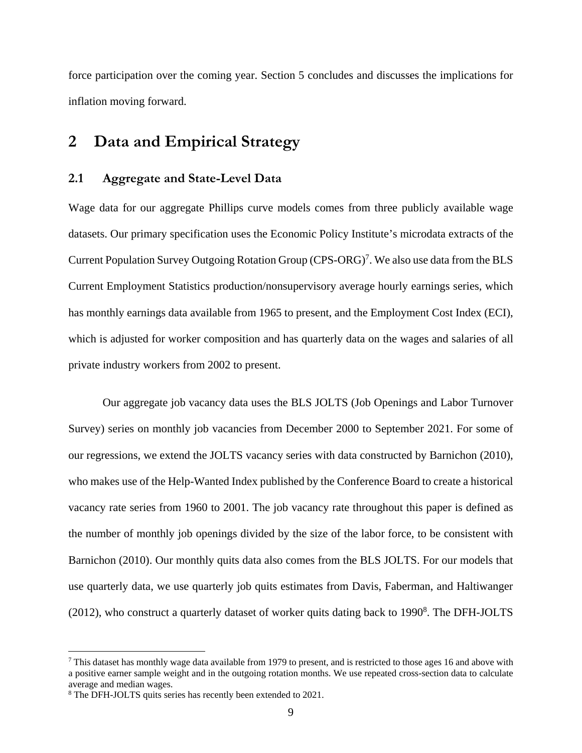force participation over the coming year. Section 5 concludes and discusses the implications for inflation moving forward.

# 2 Data and Empirical Strategy

## 2.1 Aggregate and State-Level Data

Wage data for our aggregate Phillips curve models comes from three publicly available wage datasets. Our primary specification uses the Economic Policy Institute's microdata extracts of the Current Population Survey Outgoing Rotation Group (CPS-ORG)[7]. We also use data from the BLS Current Employment Statistics production/nonsupervisory average hourly earnings series, which has monthly earnings data available from 1965 to present, and the Employment Cost Index (ECI), which is adjusted for worker composition and has quarterly data on the wages and salaries of all private industry workers from 2002 to present.

Our aggregate job vacancy data uses the BLS JOLTS (Job Openings and Labor Turnover Survey) series on monthly job vacancies from December 2000 to September 2021. For some of our regressions, we extend the JOLTS vacancy series with data constructed by Barnichon (2010), who makes use of the Help-Wanted Index published by the Conference Board to create a historical vacancy rate series from 1960 to 2001. The job vacancy rate throughout this paper is defined as the number of monthly job openings divided by the size of the labor force, to be consistent with Barnichon (2010). Our monthly quits data also comes from the BLS JOLTS. For our models that use quarterly data, we use quarterly job quits estimates from Davis, Faberman, and Haltiwanger (2012), who construct a quarterly dataset of worker quits dating back to 1990[8]. The DFH-JOLTS

[7] This dataset has monthly wage data available from 1979 to present, and is restricted to those ages 16 and above with a positive earner sample weight and in the outgoing rotation months. We use repeated cross-section data to calculate average and median wages.

[8] The DFH-JOLTS quits series has recently been extended to 2021.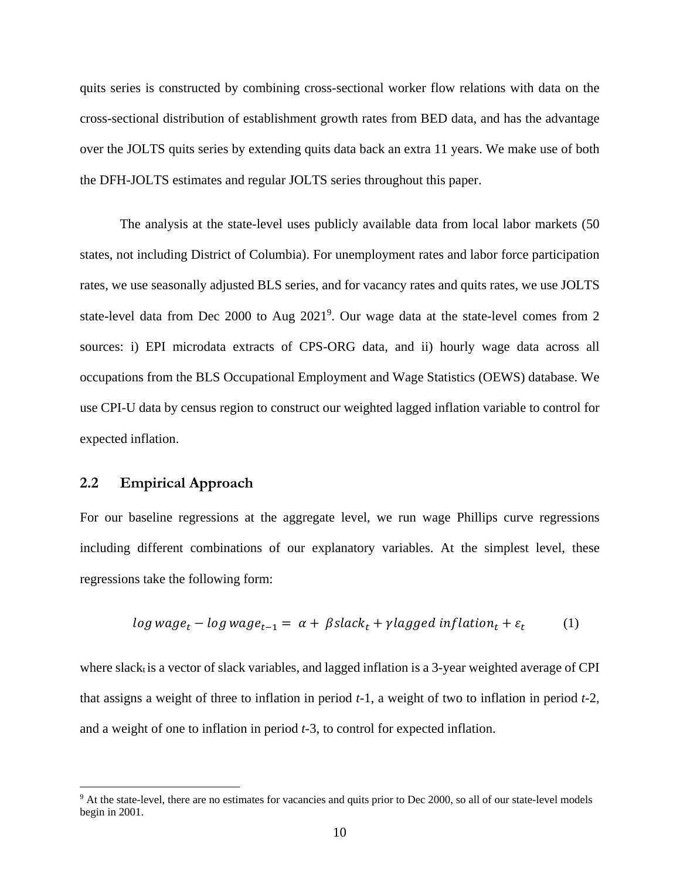quits series is constructed by combining cross-sectional worker flow relations with data on the cross-sectional distribution of establishment growth rates from BED data, and has the advantage over the JOLTS quits series by extending quits data back an extra 11 years. We make use of both the DFH-JOLTS estimates and regular JOLTS series throughout this paper.

The analysis at the state-level uses publicly available data from local labor markets (50 states, not including District of Columbia). For unemployment rates and labor force participation rates, we use seasonally adjusted BLS series, and for vacancy rates and quits rates, we use JOLTS state-level data from Dec 2000 to Aug 2021[9]. Our wage data at the state-level comes from 2 sources: i) EPI microdata extracts of CPS-ORG data, and ii) hourly wage data across all occupations from the BLS Occupational Employment and Wage Statistics (OEWS) database. We use CPI-U data by census region to construct our weighted lagged inflation variable to control for expected inflation.

## 2.2 Empirical Approach

For our baseline regressions at the aggregate level, we run wage Phillips curve regressions including different combinations of our explanatory variables. At the simplest level, these regressions take the following form:

$$log\, wage_t - log\, wage_{t-1} = \alpha + \beta slack_t + \gamma lagged\ inflation_t + \varepsilon_t \qquad (1)$$

where $slack_t$ is a vector of slack variables, and lagged inflation is a 3-year weighted average of CPI that assigns a weight of three to inflation in period *t*-1, a weight of two to inflation in period *t*-2, and a weight of one to inflation in period *t*-3, to control for expected inflation.

[9] At the state-level, there are no estimates for vacancies and quits prior to Dec 2000, so all of our state-level models begin in 2001.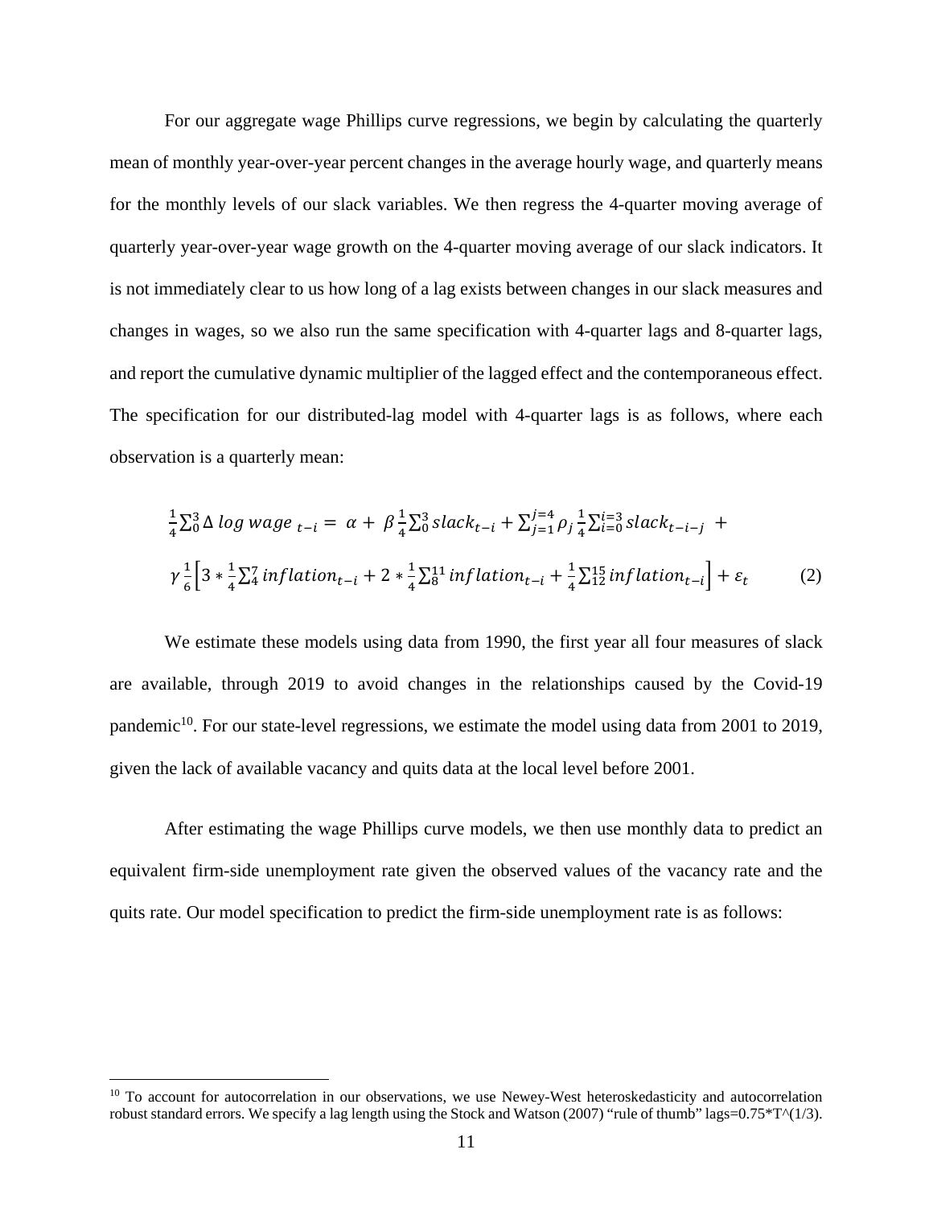For our aggregate wage Phillips curve regressions, we begin by calculating the quarterly mean of monthly year-over-year percent changes in the average hourly wage, and quarterly means for the monthly levels of our slack variables. We then regress the 4-quarter moving average of quarterly year-over-year wage growth on the 4-quarter moving average of our slack indicators. It is not immediately clear to us how long of a lag exists between changes in our slack measures and changes in wages, so we also run the same specification with 4-quarter lags and 8-quarter lags, and report the cumulative dynamic multiplier of the lagged effect and the contemporaneous effect. The specification for our distributed-lag model with 4-quarter lags is as follows, where each observation is a quarterly mean:

$$\frac{1}{4}\sum_{0}^{3}\Delta\, log\; wage_{\;t-i} = \alpha + \beta\frac{1}{4}\sum_{0}^{3} slack_{t-i} + \sum_{j=1}^{j=4}\rho_j\frac{1}{4}\sum_{i=0}^{i=3} slack_{t-i-j} + \gamma\frac{1}{6}\left[3 * \frac{1}{4}\sum_{4}^{7} inflation_{t-i} + 2 * \frac{1}{4}\sum_{8}^{11} inflation_{t-i} + \frac{1}{4}\sum_{12}^{15} inflation_{t-i}\right] + \varepsilon_t \qquad (2)$$

We estimate these models using data from 1990, the first year all four measures of slack are available, through 2019 to avoid changes in the relationships caused by the Covid-19 pandemic[10]. For our state-level regressions, we estimate the model using data from 2001 to 2019, given the lack of available vacancy and quits data at the local level before 2001.

After estimating the wage Phillips curve models, we then use monthly data to predict an equivalent firm-side unemployment rate given the observed values of the vacancy rate and the quits rate. Our model specification to predict the firm-side unemployment rate is as follows:

[10] To account for autocorrelation in our observations, we use Newey-West heteroskedasticity and autocorrelation robust standard errors. We specify a lag length using the Stock and Watson (2007) "rule of thumb" lags=0.75*T^(1/3).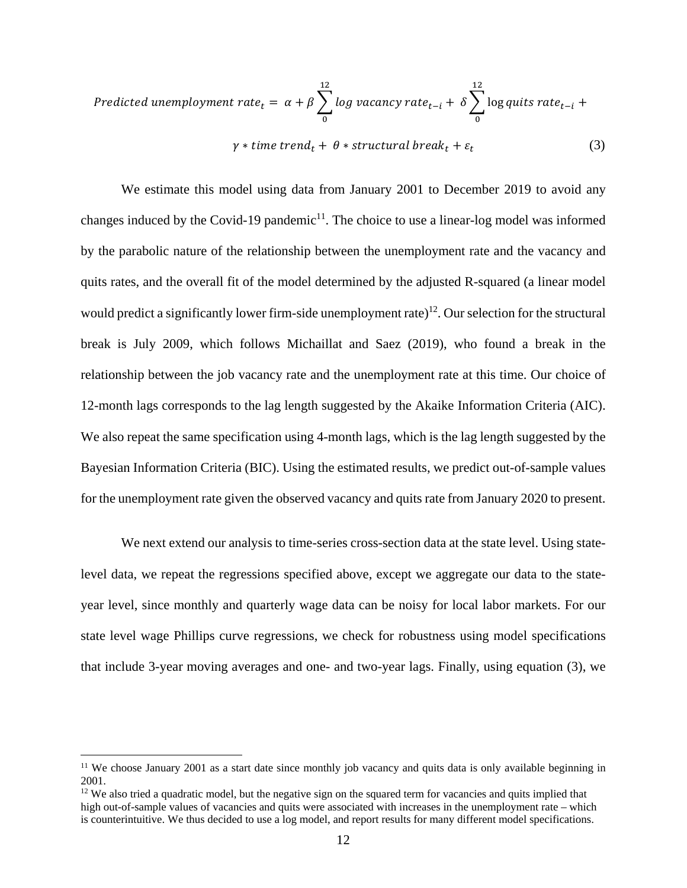$$Predicted\ unemployment\ rate_t = \alpha + \beta \sum_{0}^{12} log\ vacancy\ rate_{t-i} + \delta \sum_{0}^{12} \log quits\ rate_{t-i} +$$

$$\gamma * time\ trend_t + \theta * structural\ break_t + \varepsilon_t \quad (3)$$

We estimate this model using data from January 2001 to December 2019 to avoid any changes induced by the Covid-19 pandemic[11]. The choice to use a linear-log model was informed by the parabolic nature of the relationship between the unemployment rate and the vacancy and quits rates, and the overall fit of the model determined by the adjusted R-squared (a linear model would predict a significantly lower firm-side unemployment rate)[12]. Our selection for the structural break is July 2009, which follows Michaillat and Saez (2019), who found a break in the relationship between the job vacancy rate and the unemployment rate at this time. Our choice of 12-month lags corresponds to the lag length suggested by the Akaike Information Criteria (AIC). We also repeat the same specification using 4-month lags, which is the lag length suggested by the Bayesian Information Criteria (BIC). Using the estimated results, we predict out-of-sample values for the unemployment rate given the observed vacancy and quits rate from January 2020 to present.

We next extend our analysis to time-series cross-section data at the state level. Using state-level data, we repeat the regressions specified above, except we aggregate our data to the state-year level, since monthly and quarterly wage data can be noisy for local labor markets. For our state level wage Phillips curve regressions, we check for robustness using model specifications that include 3-year moving averages and one- and two-year lags. Finally, using equation (3), we

[11] We choose January 2001 as a start date since monthly job vacancy and quits data is only available beginning in 2001.

[12] We also tried a quadratic model, but the negative sign on the squared term for vacancies and quits implied that high out-of-sample values of vacancies and quits were associated with increases in the unemployment rate – which is counterintuitive. We thus decided to use a log model, and report results for many different model specifications.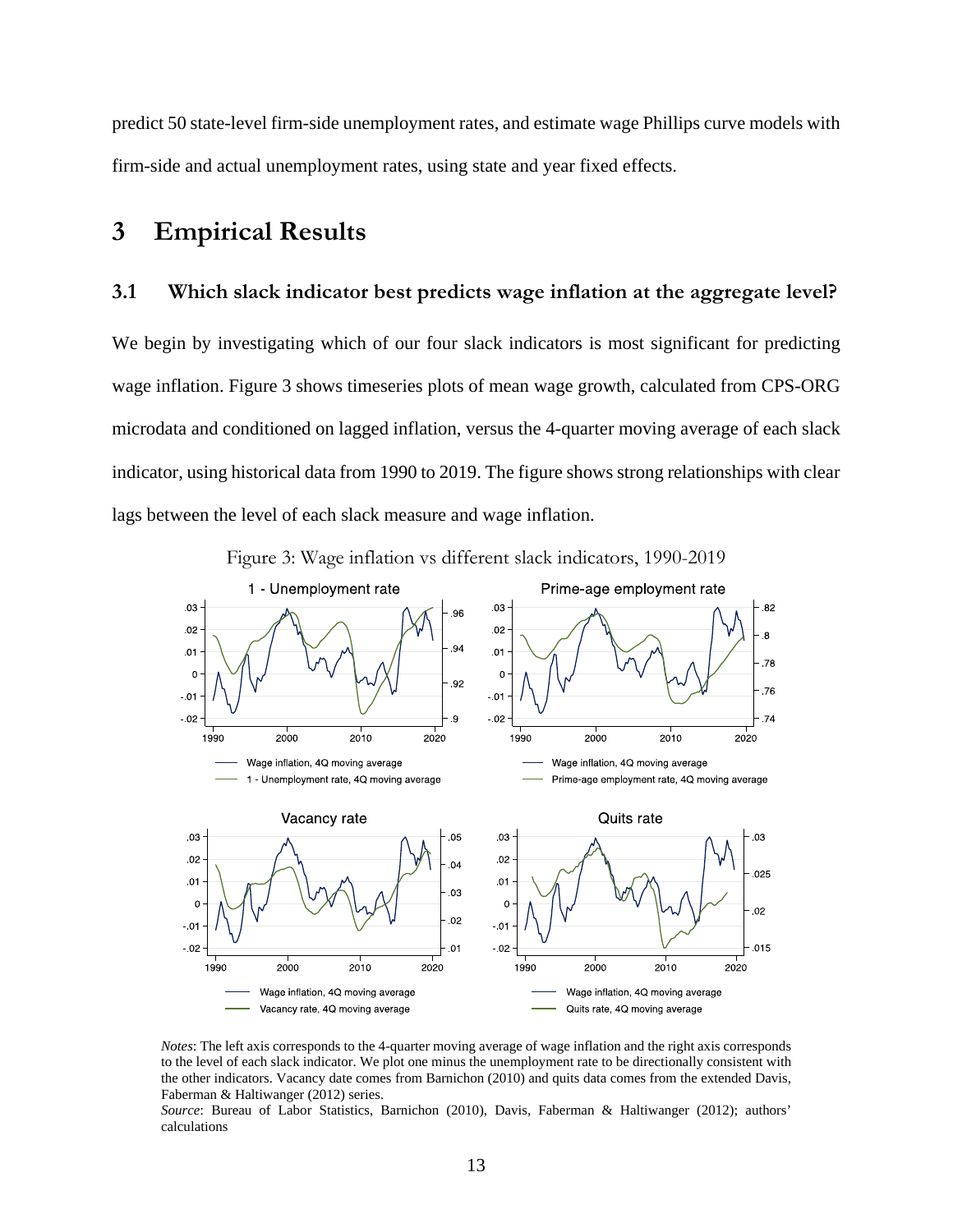predict 50 state-level firm-side unemployment rates, and estimate wage Phillips curve models with firm-side and actual unemployment rates, using state and year fixed effects.

# 3 Empirical Results

## 3.1 Which slack indicator best predicts wage inflation at the aggregate level?

We begin by investigating which of our four slack indicators is most significant for predicting wage inflation. Figure 3 shows timeseries plots of mean wage growth, calculated from CPS-ORG microdata and conditioned on lagged inflation, versus the 4-quarter moving average of each slack indicator, using historical data from 1990 to 2019. The figure shows strong relationships with clear lags between the level of each slack measure and wage inflation.

Figure 3: Wage inflation vs different slack indicators, 1990-2019

*Notes*: The left axis corresponds to the 4-quarter moving average of wage inflation and the right axis corresponds to the level of each slack indicator. We plot one minus the unemployment rate to be directionally consistent with the other indicators. Vacancy date comes from Barnichon (2010) and quits data comes from the extended Davis, Faberman & Haltiwanger (2012) series.

*Source*: Bureau of Labor Statistics, Barnichon (2010), Davis, Faberman & Haltiwanger (2012); authors' calculations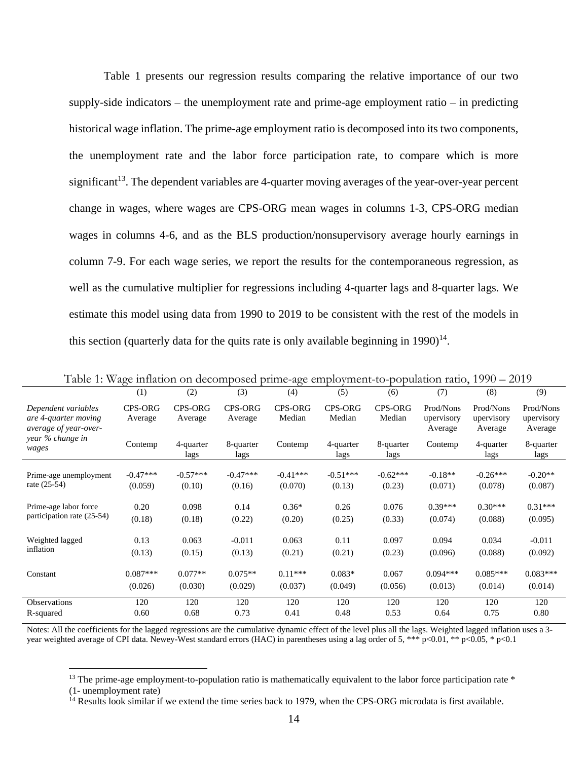Table 1 presents our regression results comparing the relative importance of our two supply-side indicators – the unemployment rate and prime-age employment ratio – in predicting historical wage inflation. The prime-age employment ratio is decomposed into its two components, the unemployment rate and the labor force participation rate, to compare which is more significant[13]. The dependent variables are 4-quarter moving averages of the year-over-year percent change in wages, where wages are CPS-ORG mean wages in columns 1-3, CPS-ORG median wages in columns 4-6, and as the BLS production/nonsupervisory average hourly earnings in column 7-9. For each wage series, we report the results for the contemporaneous regression, as well as the cumulative multiplier for regressions including 4-quarter lags and 8-quarter lags. We estimate this model using data from 1990 to 2019 to be consistent with the rest of the models in this section (quarterly data for the quits rate is only available beginning in 1990)[14].

Table 1: Wage inflation on decomposed prime-age employment-to-population ratio, 1990 – 2019

| | (1) | (2) | (3) | (4) | (5) | (6) | (7) | (8) | (9) |
|---|---|---|---|---|---|---|---|---|---|
| *Dependent variables are 4-quarter moving average of year-over-year % change in wages* | CPS-ORG Average | CPS-ORG Average | CPS-ORG Average | CPS-ORG Median | CPS-ORG Median | CPS-ORG Median | Prod/Nonsupervisory Average | Prod/Nonsupervisory Average | Prod/Nonsupervisory Average |
| | Contemp | 4-quarter lags | 8-quarter lags | Contemp | 4-quarter lags | 8-quarter lags | Contemp | 4-quarter lags | 8-quarter lags |
| Prime-age unemployment rate (25-54) | -0.47*** | -0.57*** | -0.47*** | -0.41*** | -0.51*** | -0.62*** | -0.18** | -0.26*** | -0.20** |
| | (0.059) | (0.10) | (0.16) | (0.070) | (0.13) | (0.23) | (0.071) | (0.078) | (0.087) |
| Prime-age labor force participation rate (25-54) | 0.20 | 0.098 | 0.14 | 0.36* | 0.26 | 0.076 | 0.39*** | 0.30*** | 0.31*** |
| | (0.18) | (0.18) | (0.22) | (0.20) | (0.25) | (0.33) | (0.074) | (0.088) | (0.095) |
| Weighted lagged inflation | 0.13 | 0.063 | -0.011 | 0.063 | 0.11 | 0.097 | 0.094 | 0.034 | -0.011 |
| | (0.13) | (0.15) | (0.13) | (0.21) | (0.21) | (0.23) | (0.096) | (0.088) | (0.092) |
| Constant | 0.087*** | 0.077** | 0.075** | 0.11*** | 0.083* | 0.067 | 0.094*** | 0.085*** | 0.083*** |
| | (0.026) | (0.030) | (0.029) | (0.037) | (0.049) | (0.056) | (0.013) | (0.014) | (0.014) |
| Observations | 120 | 120 | 120 | 120 | 120 | 120 | 120 | 120 | 120 |
| R-squared | 0.60 | 0.68 | 0.73 | 0.41 | 0.48 | 0.53 | 0.64 | 0.75 | 0.80 |

Notes: All the coefficients for the lagged regressions are the cumulative dynamic effect of the level plus all the lags. Weighted lagged inflation uses a 3-year weighted average of CPI data. Newey-West standard errors (HAC) in parentheses using a lag order of 5, *** p<0.01, ** p<0.05, * p<0.1

[13] The prime-age employment-to-population ratio is mathematically equivalent to the labor force participation rate * (1- unemployment rate)

[14] Results look similar if we extend the time series back to 1979, when the CPS-ORG microdata is first available.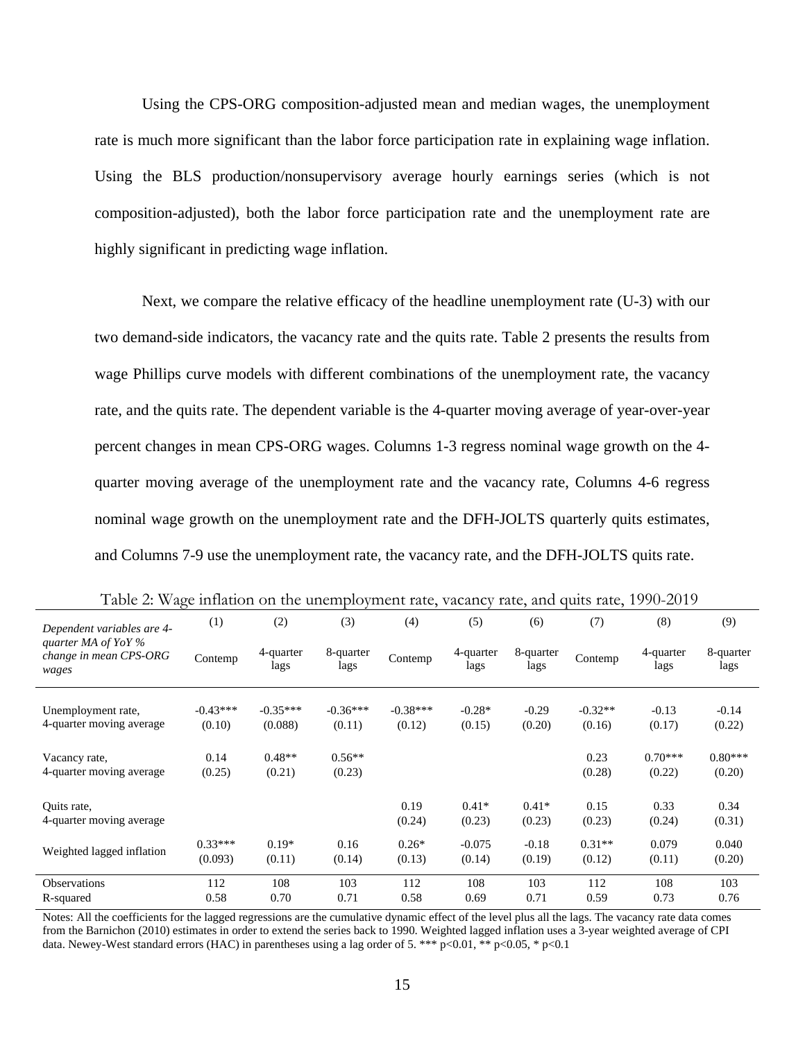Using the CPS-ORG composition-adjusted mean and median wages, the unemployment rate is much more significant than the labor force participation rate in explaining wage inflation. Using the BLS production/nonsupervisory average hourly earnings series (which is not composition-adjusted), both the labor force participation rate and the unemployment rate are highly significant in predicting wage inflation.

Next, we compare the relative efficacy of the headline unemployment rate (U-3) with our two demand-side indicators, the vacancy rate and the quits rate. Table 2 presents the results from wage Phillips curve models with different combinations of the unemployment rate, the vacancy rate, and the quits rate. The dependent variable is the 4-quarter moving average of year-over-year percent changes in mean CPS-ORG wages. Columns 1-3 regress nominal wage growth on the 4-quarter moving average of the unemployment rate and the vacancy rate, Columns 4-6 regress nominal wage growth on the unemployment rate and the DFH-JOLTS quarterly quits estimates, and Columns 7-9 use the unemployment rate, the vacancy rate, and the DFH-JOLTS quits rate.

Table 2: Wage inflation on the unemployment rate, vacancy rate, and quits rate, 1990-2019

| *Dependent variables are 4-quarter MA of YoY % change in mean CPS-ORG wages* | (1) Contemp | (2) 4-quarter lags | (3) 8-quarter lags | (4) Contemp | (5) 4-quarter lags | (6) 8-quarter lags | (7) Contemp | (8) 4-quarter lags | (9) 8-quarter lags |
|---|---|---|---|---|---|---|---|---|---|
| Unemployment rate, 4-quarter moving average | -0.43*** | -0.35*** | -0.36*** | -0.38*** | -0.28* | -0.29 | -0.32** | -0.13 | -0.14 |
| | (0.10) | (0.088) | (0.11) | (0.12) | (0.15) | (0.20) | (0.16) | (0.17) | (0.22) |
| Vacancy rate, 4-quarter moving average | 0.14 | 0.48** | 0.56** | | | | 0.23 | 0.70*** | 0.80*** |
| | (0.25) | (0.21) | (0.23) | | | | (0.28) | (0.22) | (0.20) |
| Quits rate, 4-quarter moving average | | | | 0.19 | 0.41* | 0.41* | 0.15 | 0.33 | 0.34 |
| | | | | (0.24) | (0.23) | (0.23) | (0.23) | (0.24) | (0.31) |
| Weighted lagged inflation | 0.33*** | 0.19* | 0.16 | 0.26* | -0.075 | -0.18 | 0.31** | 0.079 | 0.040 |
| | (0.093) | (0.11) | (0.14) | (0.13) | (0.14) | (0.19) | (0.12) | (0.11) | (0.20) |
| Observations | 112 | 108 | 103 | 112 | 108 | 103 | 112 | 108 | 103 |
| R-squared | 0.58 | 0.70 | 0.71 | 0.58 | 0.69 | 0.71 | 0.59 | 0.73 | 0.76 |

Notes: All the coefficients for the lagged regressions are the cumulative dynamic effect of the level plus all the lags. The vacancy rate data comes from the Barnichon (2010) estimates in order to extend the series back to 1990. Weighted lagged inflation uses a 3-year weighted average of CPI data. Newey-West standard errors (HAC) in parentheses using a lag order of 5. *** p<0.01, ** p<0.05, * p<0.1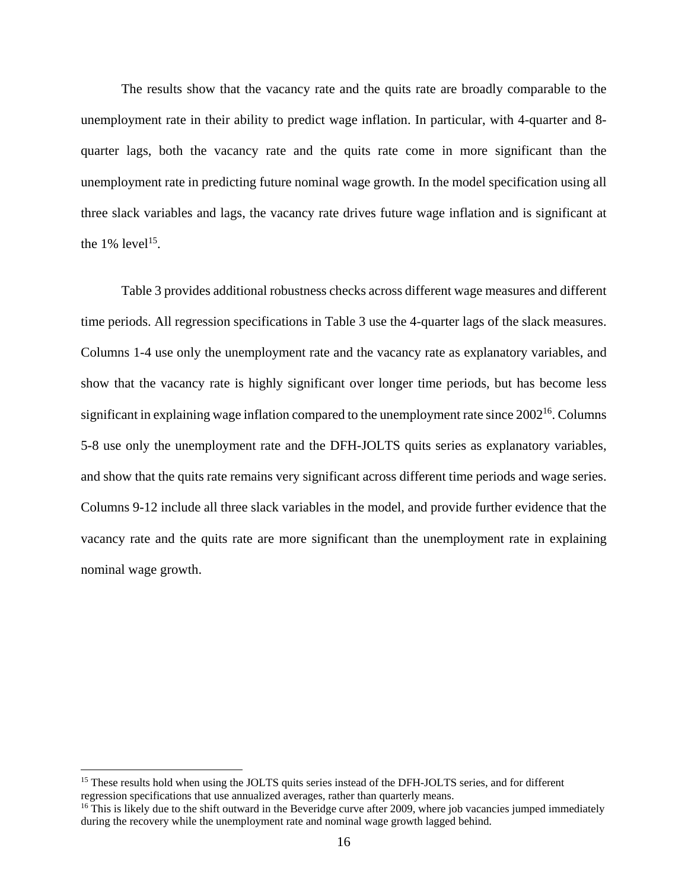The results show that the vacancy rate and the quits rate are broadly comparable to the unemployment rate in their ability to predict wage inflation. In particular, with 4-quarter and 8-quarter lags, both the vacancy rate and the quits rate come in more significant than the unemployment rate in predicting future nominal wage growth. In the model specification using all three slack variables and lags, the vacancy rate drives future wage inflation and is significant at the 1% level[15].

Table 3 provides additional robustness checks across different wage measures and different time periods. All regression specifications in Table 3 use the 4-quarter lags of the slack measures. Columns 1-4 use only the unemployment rate and the vacancy rate as explanatory variables, and show that the vacancy rate is highly significant over longer time periods, but has become less significant in explaining wage inflation compared to the unemployment rate since 2002[16]. Columns 5-8 use only the unemployment rate and the DFH-JOLTS quits series as explanatory variables, and show that the quits rate remains very significant across different time periods and wage series. Columns 9-12 include all three slack variables in the model, and provide further evidence that the vacancy rate and the quits rate are more significant than the unemployment rate in explaining nominal wage growth.

---

[15] These results hold when using the JOLTS quits series instead of the DFH-JOLTS series, and for different regression specifications that use annualized averages, rather than quarterly means.

[16] This is likely due to the shift outward in the Beveridge curve after 2009, where job vacancies jumped immediately during the recovery while the unemployment rate and nominal wage growth lagged behind.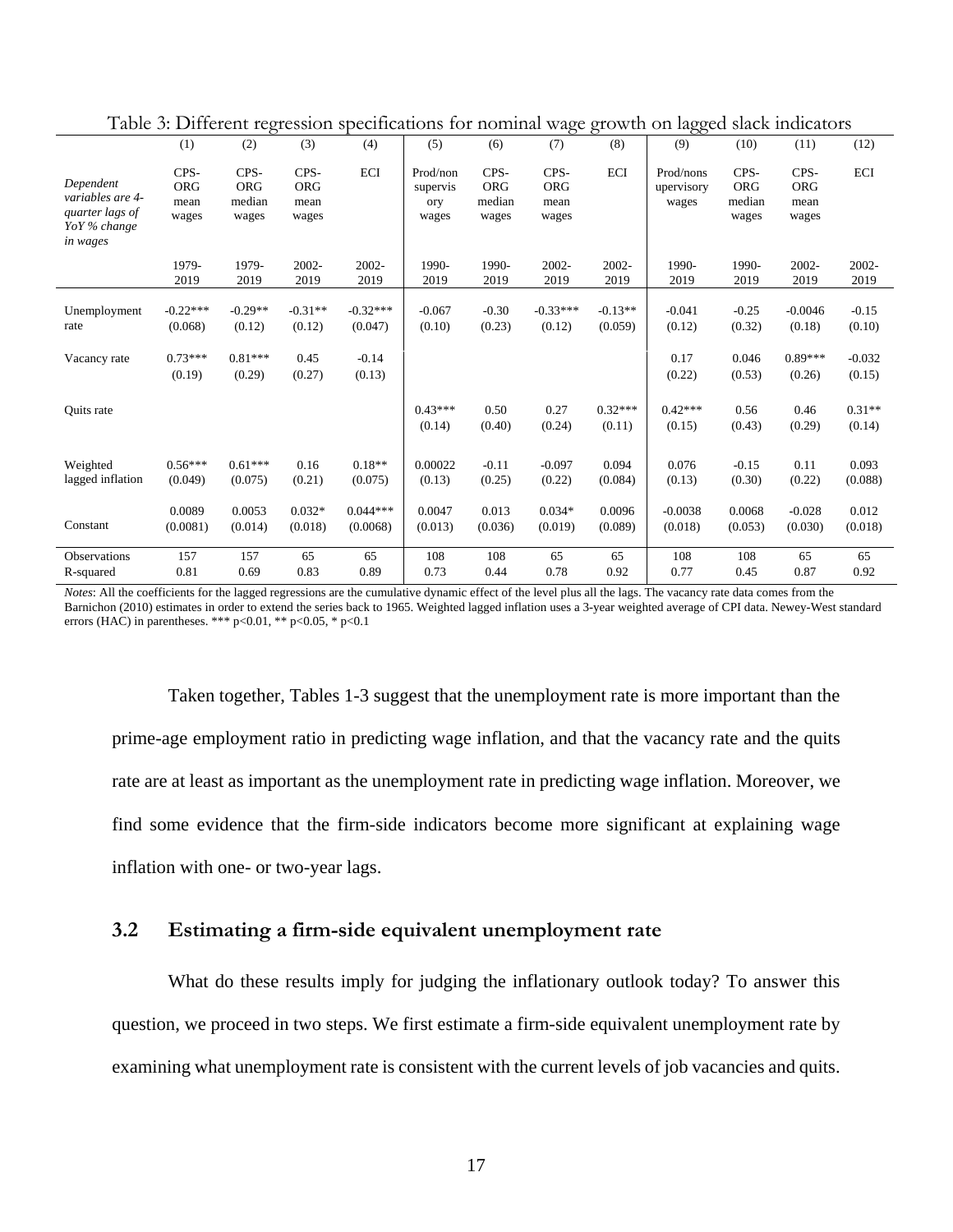Table 3: Different regression specifications for nominal wage growth on lagged slack indicators

| | (1) | (2) | (3) | (4) | (5) | (6) | (7) | (8) | (9) | (10) | (11) | (12) |
|---|---|---|---|---|---|---|---|---|---|---|---|---|
| *Dependent variables are 4-quarter lags of YoY % change in wages* | CPS-ORG mean wages | CPS-ORG median wages | CPS-ORG mean wages | ECI | Prod/nonsupervisory wages | CPS-ORG median wages | CPS-ORG mean wages | ECI | Prod/nonsupervisory wages | CPS-ORG median wages | CPS-ORG mean wages | ECI |
| | 1979-2019 | 1979-2019 | 2002-2019 | 2002-2019 | 1990-2019 | 1990-2019 | 2002-2019 | 2002-2019 | 1990-2019 | 1990-2019 | 2002-2019 | 2002-2019 |
| Unemployment rate | -0.22*** | -0.29** | -0.31** | -0.32*** | -0.067 | -0.30 | -0.33*** | -0.13** | -0.041 | -0.25 | -0.0046 | -0.15 |
| | (0.068) | (0.12) | (0.12) | (0.047) | (0.10) | (0.23) | (0.12) | (0.059) | (0.12) | (0.32) | (0.18) | (0.10) |
| Vacancy rate | 0.73*** | 0.81*** | 0.45 | -0.14 | | | | | 0.17 | 0.046 | 0.89*** | -0.032 |
| | (0.19) | (0.29) | (0.27) | (0.13) | | | | | (0.22) | (0.53) | (0.26) | (0.15) |
| Quits rate | | | | | 0.43*** | 0.50 | 0.27 | 0.32*** | 0.42*** | 0.56 | 0.46 | 0.31** |
| | | | | | (0.14) | (0.40) | (0.24) | (0.11) | (0.15) | (0.43) | (0.29) | (0.14) |
| Weighted lagged inflation | 0.56*** | 0.61*** | 0.16 | 0.18** | 0.00022 | -0.11 | -0.097 | 0.094 | 0.076 | -0.15 | 0.11 | 0.093 |
| | (0.049) | (0.075) | (0.21) | (0.075) | (0.13) | (0.25) | (0.22) | (0.084) | (0.13) | (0.30) | (0.22) | (0.088) |
| Constant | 0.0089 | 0.0053 | 0.032* | 0.044*** | 0.0047 | 0.013 | 0.034* | 0.0096 | -0.0038 | 0.0068 | -0.028 | 0.012 |
| | (0.0081) | (0.014) | (0.018) | (0.0068) | (0.013) | (0.036) | (0.019) | (0.089) | (0.018) | (0.053) | (0.030) | (0.018) |
| Observations | 157 | 157 | 65 | 65 | 108 | 108 | 65 | 65 | 108 | 108 | 65 | 65 |
| R-squared | 0.81 | 0.69 | 0.83 | 0.89 | 0.73 | 0.44 | 0.78 | 0.92 | 0.77 | 0.45 | 0.87 | 0.92 |

*Notes*: All the coefficients for the lagged regressions are the cumulative dynamic effect of the level plus all the lags. The vacancy rate data comes from the Barnichon (2010) estimates in order to extend the series back to 1965. Weighted lagged inflation uses a 3-year weighted average of CPI data. Newey-West standard errors (HAC) in parentheses. *** p<0.01, ** p<0.05, * p<0.1

Taken together, Tables 1-3 suggest that the unemployment rate is more important than the prime-age employment ratio in predicting wage inflation, and that the vacancy rate and the quits rate are at least as important as the unemployment rate in predicting wage inflation. Moreover, we find some evidence that the firm-side indicators become more significant at explaining wage inflation with one- or two-year lags.

## 3.2 Estimating a firm-side equivalent unemployment rate

What do these results imply for judging the inflationary outlook today? To answer this question, we proceed in two steps. We first estimate a firm-side equivalent unemployment rate by examining what unemployment rate is consistent with the current levels of job vacancies and quits.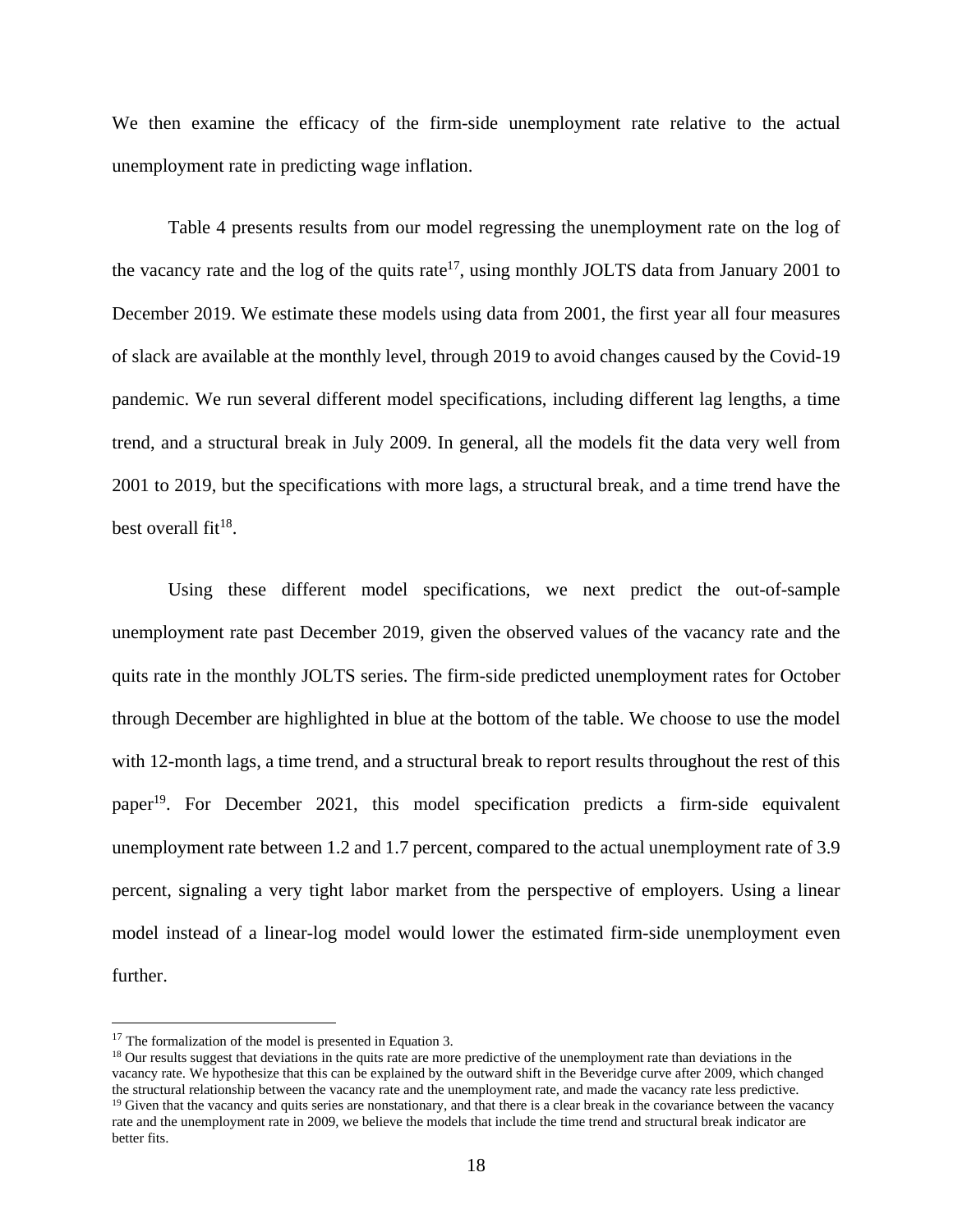We then examine the efficacy of the firm-side unemployment rate relative to the actual unemployment rate in predicting wage inflation.

Table 4 presents results from our model regressing the unemployment rate on the log of the vacancy rate and the log of the quits rate[17], using monthly JOLTS data from January 2001 to December 2019. We estimate these models using data from 2001, the first year all four measures of slack are available at the monthly level, through 2019 to avoid changes caused by the Covid-19 pandemic. We run several different model specifications, including different lag lengths, a time trend, and a structural break in July 2009. In general, all the models fit the data very well from 2001 to 2019, but the specifications with more lags, a structural break, and a time trend have the best overall fit[18].

Using these different model specifications, we next predict the out-of-sample unemployment rate past December 2019, given the observed values of the vacancy rate and the quits rate in the monthly JOLTS series. The firm-side predicted unemployment rates for October through December are highlighted in blue at the bottom of the table. We choose to use the model with 12-month lags, a time trend, and a structural break to report results throughout the rest of this paper[19]. For December 2021, this model specification predicts a firm-side equivalent unemployment rate between 1.2 and 1.7 percent, compared to the actual unemployment rate of 3.9 percent, signaling a very tight labor market from the perspective of employers. Using a linear model instead of a linear-log model would lower the estimated firm-side unemployment even further.

---

[17] The formalization of the model is presented in Equation 3.

[18] Our results suggest that deviations in the quits rate are more predictive of the unemployment rate than deviations in the vacancy rate. We hypothesize that this can be explained by the outward shift in the Beveridge curve after 2009, which changed the structural relationship between the vacancy rate and the unemployment rate, and made the vacancy rate less predictive.

[19] Given that the vacancy and quits series are nonstationary, and that there is a clear break in the covariance between the vacancy rate and the unemployment rate in 2009, we believe the models that include the time trend and structural break indicator are better fits.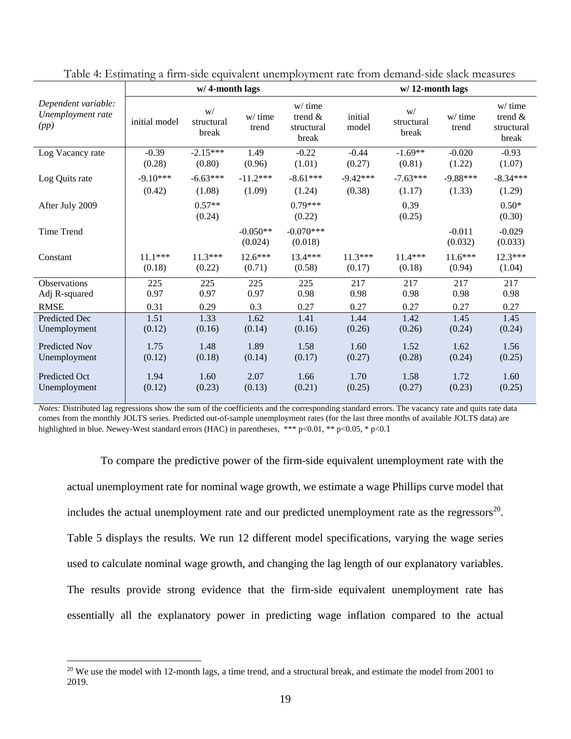Table 4: Estimating a firm-side equivalent unemployment rate from demand-side slack measures

| *Dependent variable: Unemployment rate (pp)* | w/ 4-month lags | | | | w/ 12-month lags | | | |
|---|---|---|---|---|---|---|---|---|
| | initial model | w/ structural break | w/ time trend | w/ time trend & structural break | initial model | w/ structural break | w/ time trend | w/ time trend & structural break |
| Log Vacancy rate | -0.39 | -2.15*** | 1.49 | -0.22 | -0.44 | -1.69** | -0.020 | -0.93 |
| | (0.28) | (0.80) | (0.96) | (1.01) | (0.27) | (0.81) | (1.22) | (1.07) |
| Log Quits rate | -9.10*** | -6.63*** | -11.2*** | -8.61*** | -9.42*** | -7.63*** | -9.88*** | -8.34*** |
| | (0.42) | (1.08) | (1.09) | (1.24) | (0.38) | (1.17) | (1.33) | (1.29) |
| After July 2009 | | 0.57** | | 0.79*** | | 0.39 | | 0.50* |
| | | (0.24) | | (0.22) | | (0.25) | | (0.30) |
| Time Trend | | | -0.050** | -0.070*** | | | -0.011 | -0.029 |
| | | | (0.024) | (0.018) | | | (0.032) | (0.033) |
| Constant | 11.1*** | 11.3*** | 12.6*** | 13.4*** | 11.3*** | 11.4*** | 11.6*** | 12.3*** |
| | (0.18) | (0.22) | (0.71) | (0.58) | (0.17) | (0.18) | (0.94) | (1.04) |
| Observations | 225 | 225 | 225 | 225 | 217 | 217 | 217 | 217 |
| Adj R-squared | 0.97 | 0.97 | 0.97 | 0.98 | 0.98 | 0.98 | 0.98 | 0.98 |
| RMSE | 0.31 | 0.29 | 0.3 | 0.27 | 0.27 | 0.27 | 0.27 | 0.27 |
| Predicted Dec Unemployment | 1.51 | 1.33 | 1.62 | 1.41 | 1.44 | 1.42 | 1.45 | 1.45 |
| | (0.12) | (0.16) | (0.14) | (0.16) | (0.26) | (0.26) | (0.24) | (0.24) |
| Predicted Nov Unemployment | 1.75 | 1.48 | 1.89 | 1.58 | 1.60 | 1.52 | 1.62 | 1.56 |
| | (0.12) | (0.18) | (0.14) | (0.17) | (0.27) | (0.28) | (0.24) | (0.25) |
| Predicted Oct Unemployment | 1.94 | 1.60 | 2.07 | 1.66 | 1.70 | 1.58 | 1.72 | 1.60 |
| | (0.12) | (0.23) | (0.13) | (0.21) | (0.25) | (0.27) | (0.23) | (0.25) |

*Notes:* Distributed lag regressions show the sum of the coefficients and the corresponding standard errors. The vacancy rate and quits rate data comes from the monthly JOLTS series. Predicted out-of-sample unemployment rates (for the last three months of available JOLTS data) are highlighted in blue. Newey-West standard errors (HAC) in parentheses, *** p<0.01, ** p<0.05, * p<0.1

To compare the predictive power of the firm-side equivalent unemployment rate with the actual unemployment rate for nominal wage growth, we estimate a wage Phillips curve model that includes the actual unemployment rate and our predicted unemployment rate as the regressors[20]. Table 5 displays the results. We run 12 different model specifications, varying the wage series used to calculate nominal wage growth, and changing the lag length of our explanatory variables. The results provide strong evidence that the firm-side equivalent unemployment rate has essentially all the explanatory power in predicting wage inflation compared to the actual

[20] We use the model with 12-month lags, a time trend, and a structural break, and estimate the model from 2001 to 2019.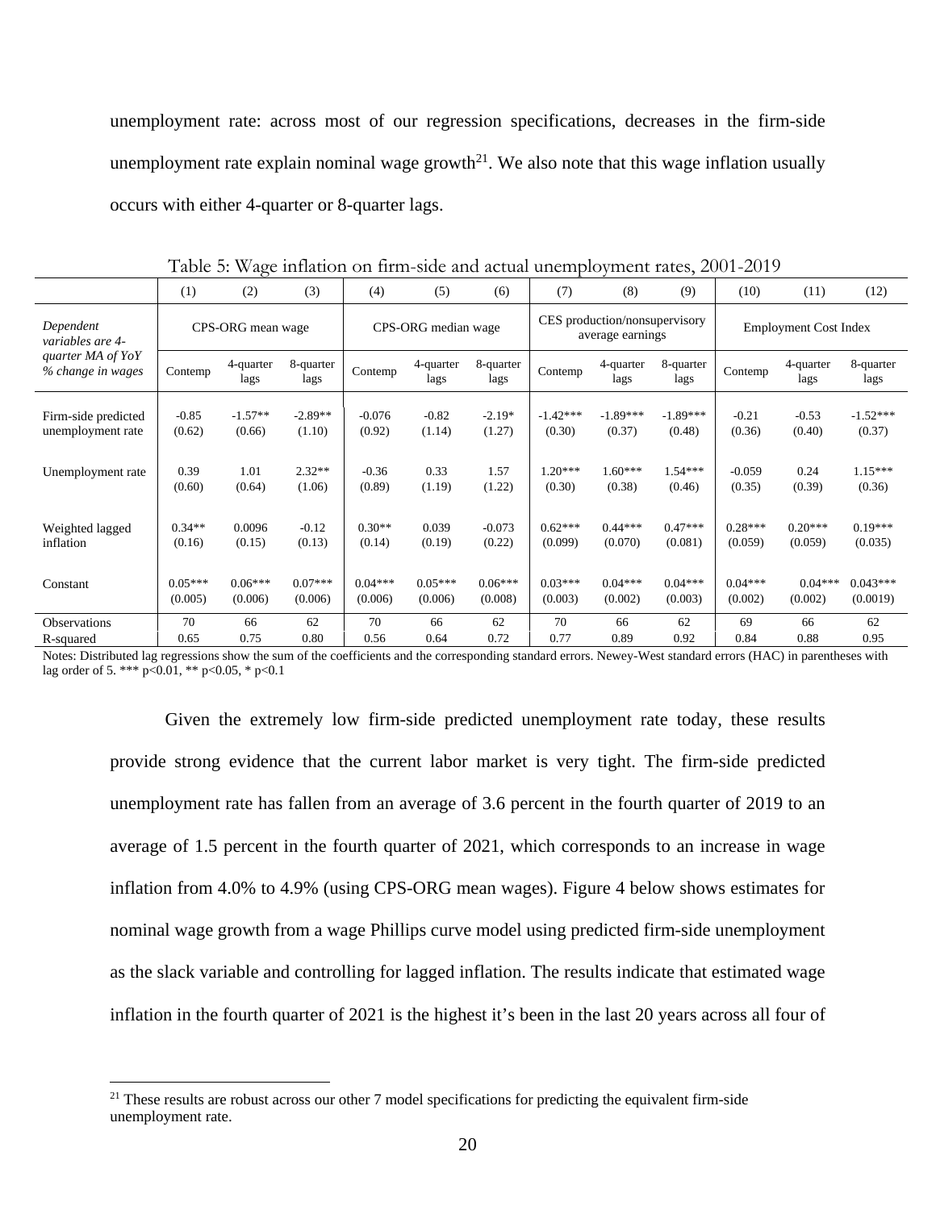unemployment rate: across most of our regression specifications, decreases in the firm-side unemployment rate explain nominal wage growth[21]. We also note that this wage inflation usually occurs with either 4-quarter or 8-quarter lags.

Table 5: Wage inflation on firm-side and actual unemployment rates, 2001-2019

| | (1) | (2) | (3) | (4) | (5) | (6) | (7) | (8) | (9) | (10) | (11) | (12) |
|---|---|---|---|---|---|---|---|---|---|---|---|---|
| *Dependent variables are 4-quarter MA of YoY % change in wages* | CPS-ORG mean wage | | | CPS-ORG median wage | | | CES production/nonsupervisory average earnings | | | Employment Cost Index | | |
| | Contemp | 4-quarter lags | 8-quarter lags | Contemp | 4-quarter lags | 8-quarter lags | Contemp | 4-quarter lags | 8-quarter lags | Contemp | 4-quarter lags | 8-quarter lags |
| Firm-side predicted unemployment rate | -0.85<br>(0.62) | -1.57**<br>(0.66) | -2.89**<br>(1.10) | -0.076<br>(0.92) | -0.82<br>(1.14) | -2.19*<br>(1.27) | -1.42***<br>(0.30) | -1.89***<br>(0.37) | -1.89***<br>(0.48) | -0.21<br>(0.36) | -0.53<br>(0.40) | -1.52***<br>(0.37) |
| Unemployment rate | 0.39<br>(0.60) | 1.01<br>(0.64) | 2.32**<br>(1.06) | -0.36<br>(0.89) | 0.33<br>(1.19) | 1.57<br>(1.22) | 1.20***<br>(0.30) | 1.60***<br>(0.38) | 1.54***<br>(0.46) | -0.059<br>(0.35) | 0.24<br>(0.39) | 1.15***<br>(0.36) |
| Weighted lagged inflation | 0.34**<br>(0.16) | 0.0096<br>(0.15) | -0.12<br>(0.13) | 0.30**<br>(0.14) | 0.039<br>(0.19) | -0.073<br>(0.22) | 0.62***<br>(0.099) | 0.44***<br>(0.070) | 0.47***<br>(0.081) | 0.28***<br>(0.059) | 0.20***<br>(0.059) | 0.19***<br>(0.035) |
| Constant | 0.05***<br>(0.005) | 0.06***<br>(0.006) | 0.07***<br>(0.006) | 0.04***<br>(0.006) | 0.05***<br>(0.006) | 0.06***<br>(0.008) | 0.03***<br>(0.003) | 0.04***<br>(0.002) | 0.04***<br>(0.003) | 0.04***<br>(0.002) | 0.04***<br>(0.002) | 0.043***<br>(0.0019) |
| Observations | 70 | 66 | 62 | 70 | 66 | 62 | 70 | 66 | 62 | 69 | 66 | 62 |
| R-squared | 0.65 | 0.75 | 0.80 | 0.56 | 0.64 | 0.72 | 0.77 | 0.89 | 0.92 | 0.84 | 0.88 | 0.95 |

Notes: Distributed lag regressions show the sum of the coefficients and the corresponding standard errors. Newey-West standard errors (HAC) in parentheses with lag order of 5. *** p<0.01, ** p<0.05, * p<0.1

Given the extremely low firm-side predicted unemployment rate today, these results provide strong evidence that the current labor market is very tight. The firm-side predicted unemployment rate has fallen from an average of 3.6 percent in the fourth quarter of 2019 to an average of 1.5 percent in the fourth quarter of 2021, which corresponds to an increase in wage inflation from 4.0% to 4.9% (using CPS-ORG mean wages). Figure 4 below shows estimates for nominal wage growth from a wage Phillips curve model using predicted firm-side unemployment as the slack variable and controlling for lagged inflation. The results indicate that estimated wage inflation in the fourth quarter of 2021 is the highest it's been in the last 20 years across all four of

[21] These results are robust across our other 7 model specifications for predicting the equivalent firm-side unemployment rate.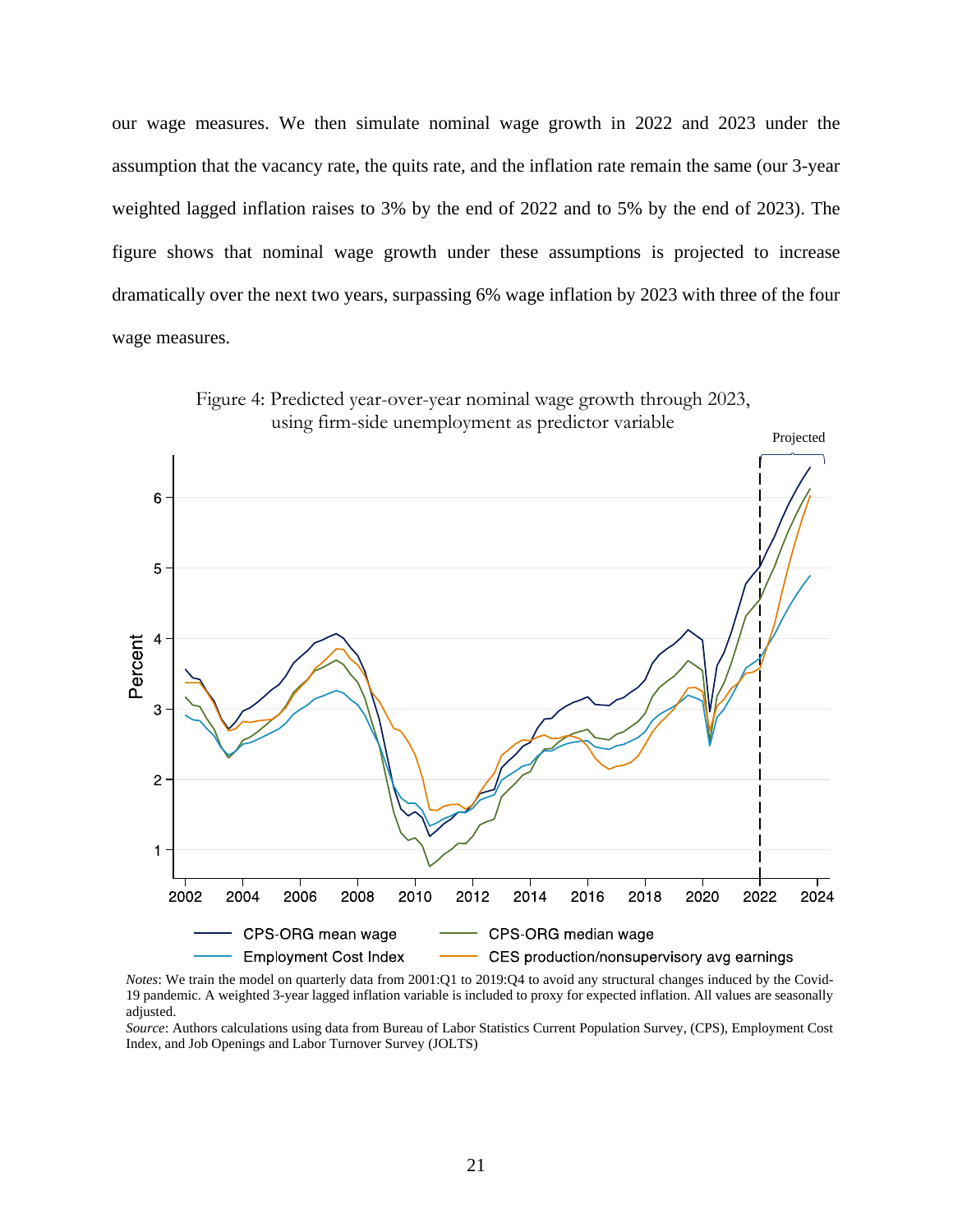our wage measures. We then simulate nominal wage growth in 2022 and 2023 under the assumption that the vacancy rate, the quits rate, and the inflation rate remain the same (our 3-year weighted lagged inflation raises to 3% by the end of 2022 and to 5% by the end of 2023). The figure shows that nominal wage growth under these assumptions is projected to increase dramatically over the next two years, surpassing 6% wage inflation by 2023 with three of the four wage measures.

Figure 4: Predicted year-over-year nominal wage growth through 2023, using firm-side unemployment as predictor variable

*Notes*: We train the model on quarterly data from 2001:Q1 to 2019:Q4 to avoid any structural changes induced by the Covid-19 pandemic. A weighted 3-year lagged inflation variable is included to proxy for expected inflation. All values are seasonally adjusted.

*Source*: Authors calculations using data from Bureau of Labor Statistics Current Population Survey, (CPS), Employment Cost Index, and Job Openings and Labor Turnover Survey (JOLTS)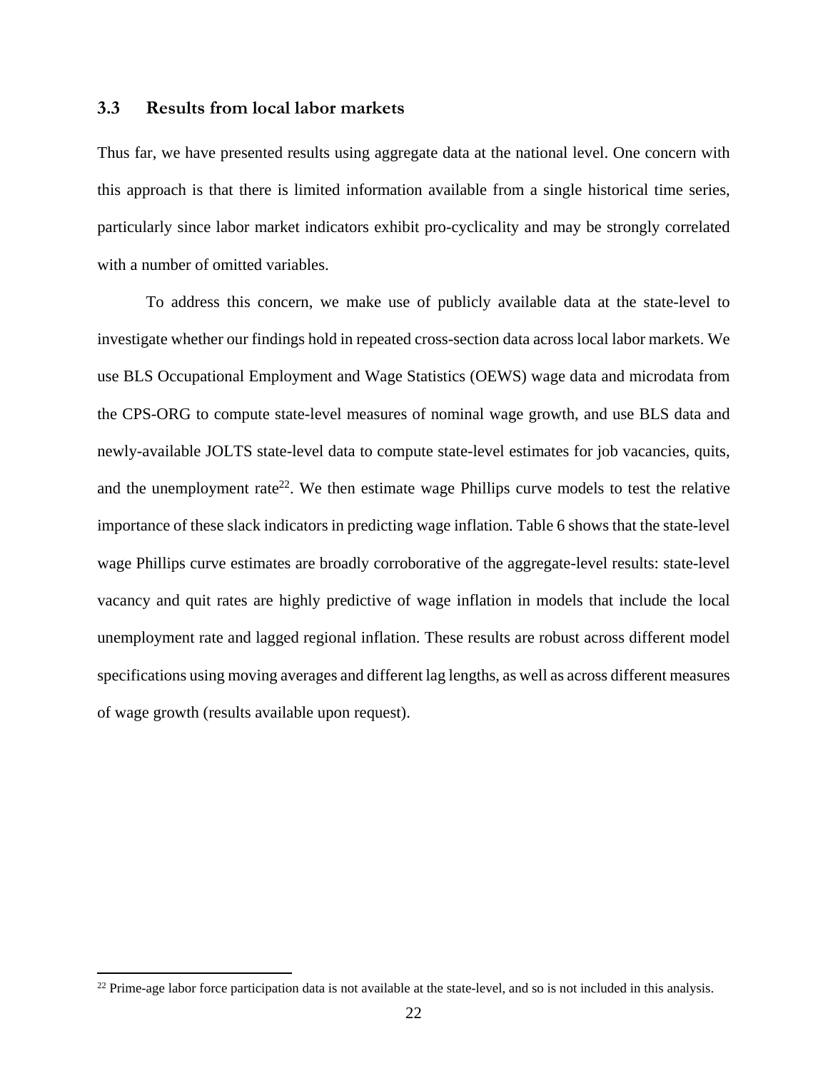### 3.3 Results from local labor markets

Thus far, we have presented results using aggregate data at the national level. One concern with this approach is that there is limited information available from a single historical time series, particularly since labor market indicators exhibit pro-cyclicality and may be strongly correlated with a number of omitted variables.

To address this concern, we make use of publicly available data at the state-level to investigate whether our findings hold in repeated cross-section data across local labor markets. We use BLS Occupational Employment and Wage Statistics (OEWS) wage data and microdata from the CPS-ORG to compute state-level measures of nominal wage growth, and use BLS data and newly-available JOLTS state-level data to compute state-level estimates for job vacancies, quits, and the unemployment rate[22]. We then estimate wage Phillips curve models to test the relative importance of these slack indicators in predicting wage inflation. Table 6 shows that the state-level wage Phillips curve estimates are broadly corroborative of the aggregate-level results: state-level vacancy and quit rates are highly predictive of wage inflation in models that include the local unemployment rate and lagged regional inflation. These results are robust across different model specifications using moving averages and different lag lengths, as well as across different measures of wage growth (results available upon request).

[22] Prime-age labor force participation data is not available at the state-level, and so is not included in this analysis.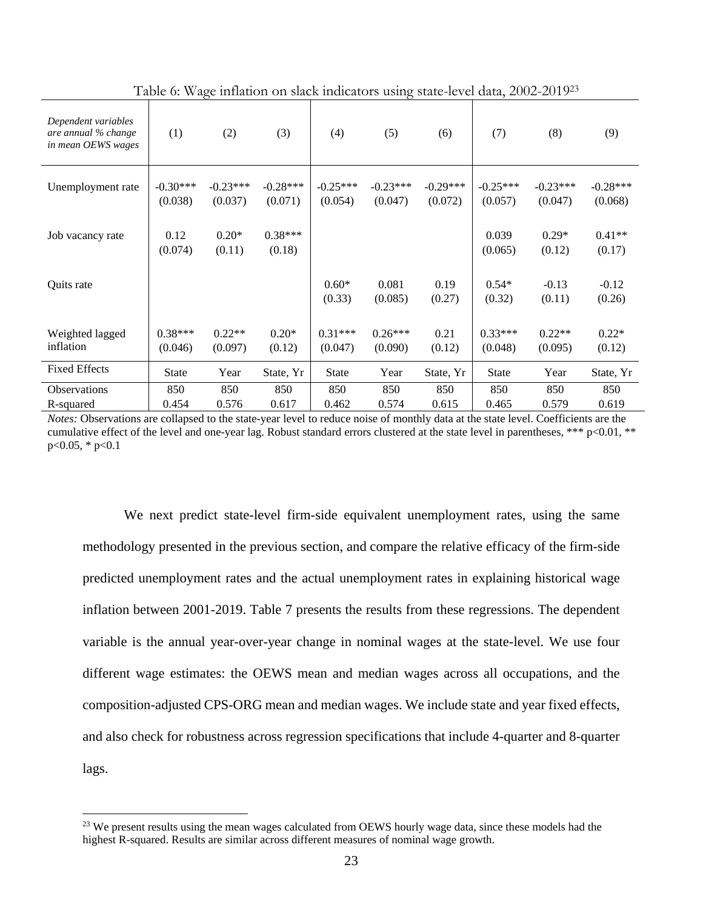Table 6: Wage inflation on slack indicators using state-level data, 2002-2019[23]

| *Dependent variables are annual % change in mean OEWS wages* | (1) | (2) | (3) | (4) | (5) | (6) | (7) | (8) | (9) |
|---|---|---|---|---|---|---|---|---|---|
| Unemployment rate | -0.30*** | -0.23*** | -0.28*** | -0.25*** | -0.23*** | -0.29*** | -0.25*** | -0.23*** | -0.28*** |
| | (0.038) | (0.037) | (0.071) | (0.054) | (0.047) | (0.072) | (0.057) | (0.047) | (0.068) |
| Job vacancy rate | 0.12 | 0.20* | 0.38*** | | | | 0.039 | 0.29* | 0.41** |
| | (0.074) | (0.11) | (0.18) | | | | (0.065) | (0.12) | (0.17) |
| Quits rate | | | | 0.60* | 0.081 | 0.19 | 0.54* | -0.13 | -0.12 |
| | | | | (0.33) | (0.085) | (0.27) | (0.32) | (0.11) | (0.26) |
| Weighted lagged inflation | 0.38*** | 0.22** | 0.20* | 0.31*** | 0.26*** | 0.21 | 0.33*** | 0.22** | 0.22* |
| | (0.046) | (0.097) | (0.12) | (0.047) | (0.090) | (0.12) | (0.048) | (0.095) | (0.12) |
| Fixed Effects | State | Year | State, Yr | State | Year | State, Yr | State | Year | State, Yr |
| Observations | 850 | 850 | 850 | 850 | 850 | 850 | 850 | 850 | 850 |
| R-squared | 0.454 | 0.576 | 0.617 | 0.462 | 0.574 | 0.615 | 0.465 | 0.579 | 0.619 |

*Notes:* Observations are collapsed to the state-year level to reduce noise of monthly data at the state level. Coefficients are the cumulative effect of the level and one-year lag. Robust standard errors clustered at the state level in parentheses, *** p<0.01, ** p<0.05, * p<0.1

We next predict state-level firm-side equivalent unemployment rates, using the same methodology presented in the previous section, and compare the relative efficacy of the firm-side predicted unemployment rates and the actual unemployment rates in explaining historical wage inflation between 2001-2019. Table 7 presents the results from these regressions. The dependent variable is the annual year-over-year change in nominal wages at the state-level. We use four different wage estimates: the OEWS mean and median wages across all occupations, and the composition-adjusted CPS-ORG mean and median wages. We include state and year fixed effects, and also check for robustness across regression specifications that include 4-quarter and 8-quarter lags.

[23] We present results using the mean wages calculated from OEWS hourly wage data, since these models had the highest R-squared. Results are similar across different measures of nominal wage growth.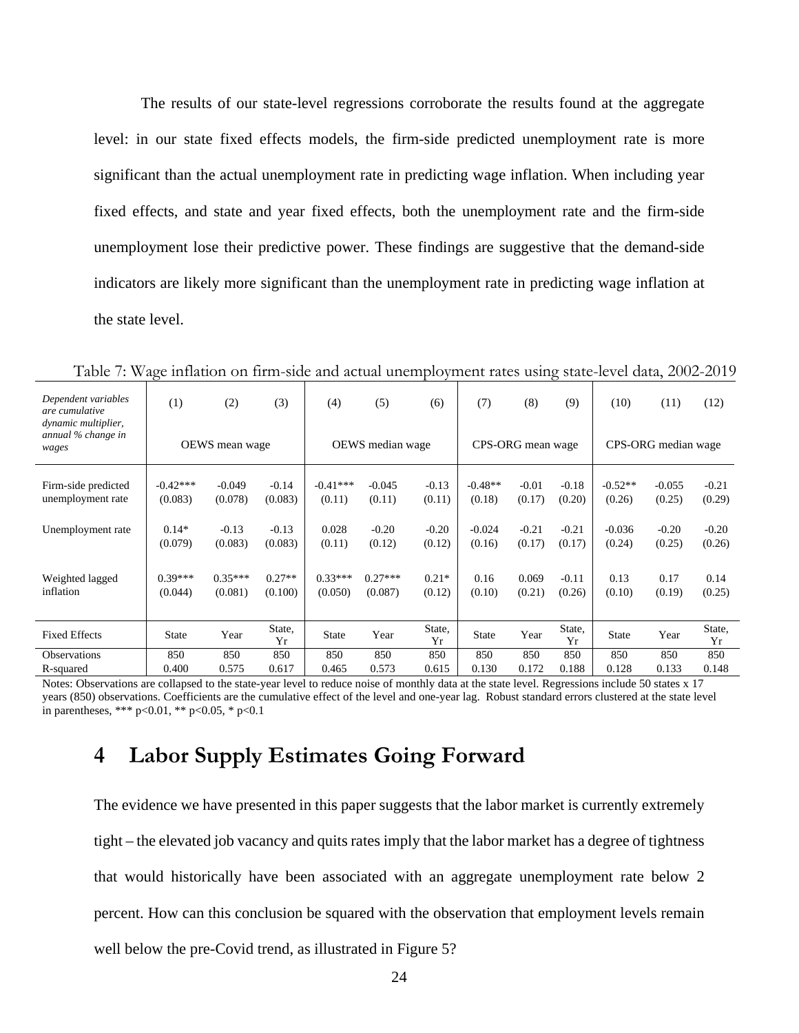The results of our state-level regressions corroborate the results found at the aggregate level: in our state fixed effects models, the firm-side predicted unemployment rate is more significant than the actual unemployment rate in predicting wage inflation. When including year fixed effects, and state and year fixed effects, both the unemployment rate and the firm-side unemployment lose their predictive power. These findings are suggestive that the demand-side indicators are likely more significant than the unemployment rate in predicting wage inflation at the state level.

Table 7: Wage inflation on firm-side and actual unemployment rates using state-level data, 2002-2019

| *Dependent variables are cumulative dynamic multiplier, annual % change in wages* | (1) | (2) | (3) | (4) | (5) | (6) | (7) | (8) | (9) | (10) | (11) | (12) |
|---|---|---|---|---|---|---|---|---|---|---|---|---|
| | OEWS mean wage | | | OEWS median wage | | | CPS-ORG mean wage | | | CPS-ORG median wage | | |
| Firm-side predicted unemployment rate | -0.42*** | -0.049 | -0.14 | -0.41*** | -0.045 | -0.13 | -0.48** | -0.01 | -0.18 | -0.52** | -0.055 | -0.21 |
| | (0.083) | (0.078) | (0.083) | (0.11) | (0.11) | (0.11) | (0.18) | (0.17) | (0.20) | (0.26) | (0.25) | (0.29) |
| Unemployment rate | 0.14* | -0.13 | -0.13 | 0.028 | -0.20 | -0.20 | -0.024 | -0.21 | -0.21 | -0.036 | -0.20 | -0.20 |
| | (0.079) | (0.083) | (0.083) | (0.11) | (0.12) | (0.12) | (0.16) | (0.17) | (0.17) | (0.24) | (0.25) | (0.26) |
| Weighted lagged inflation | 0.39*** | 0.35*** | 0.27** | 0.33*** | 0.27*** | 0.21* | 0.16 | 0.069 | -0.11 | 0.13 | 0.17 | 0.14 |
| | (0.044) | (0.081) | (0.100) | (0.050) | (0.087) | (0.12) | (0.10) | (0.21) | (0.26) | (0.10) | (0.19) | (0.25) |
| Fixed Effects | State | Year | State, Yr | State | Year | State, Yr | State | Year | State, Yr | State | Year | State, Yr |
| Observations | 850 | 850 | 850 | 850 | 850 | 850 | 850 | 850 | 850 | 850 | 850 | 850 |
| R-squared | 0.400 | 0.575 | 0.617 | 0.465 | 0.573 | 0.615 | 0.130 | 0.172 | 0.188 | 0.128 | 0.133 | 0.148 |

Notes: Observations are collapsed to the state-year level to reduce noise of monthly data at the state level. Regressions include 50 states x 17 years (850) observations. Coefficients are the cumulative effect of the level and one-year lag. Robust standard errors clustered at the state level in parentheses, *** p<0.01, ** p<0.05, * p<0.1

# 4 Labor Supply Estimates Going Forward

The evidence we have presented in this paper suggests that the labor market is currently extremely tight – the elevated job vacancy and quits rates imply that the labor market has a degree of tightness that would historically have been associated with an aggregate unemployment rate below 2 percent. How can this conclusion be squared with the observation that employment levels remain well below the pre-Covid trend, as illustrated in Figure 5?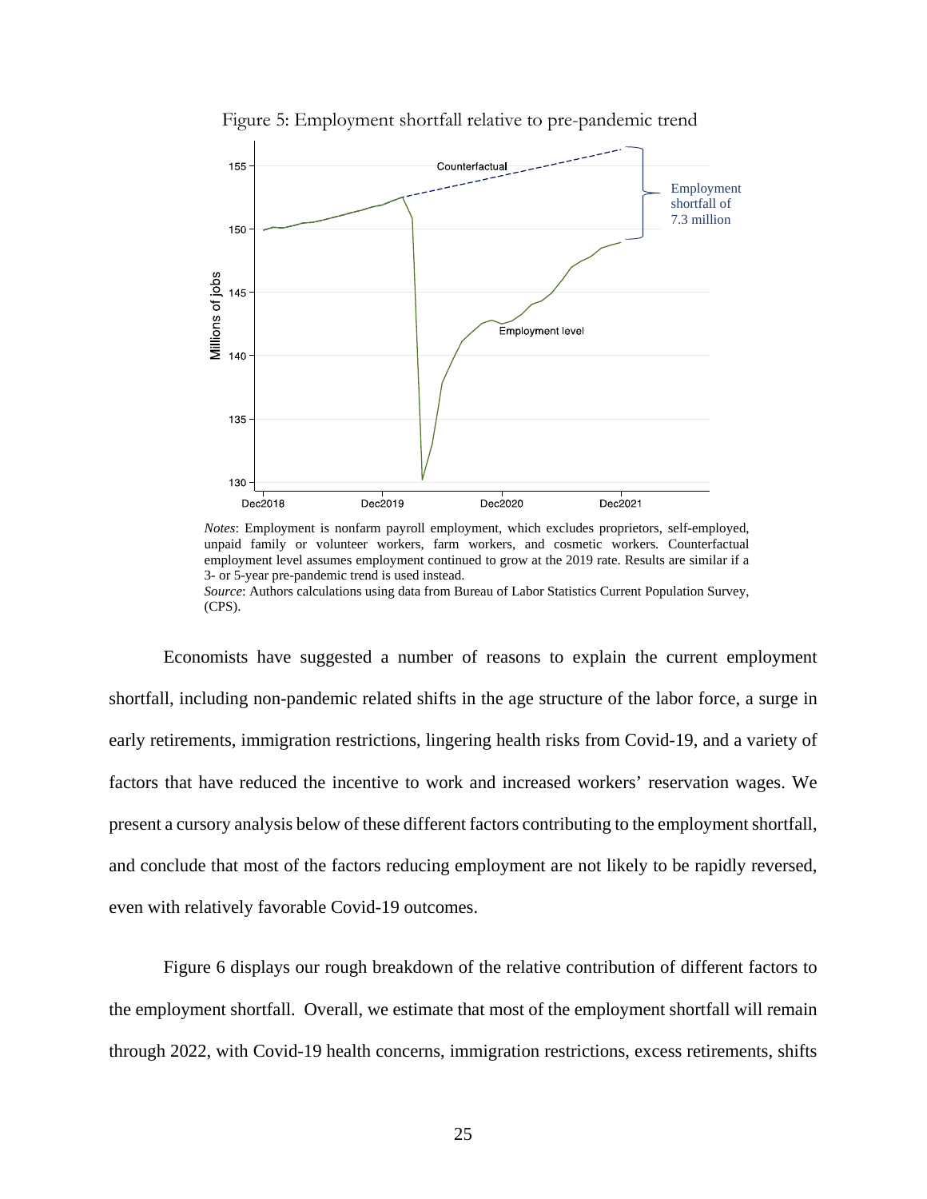Figure 5: Employment shortfall relative to pre-pandemic trend

*Notes*: Employment is nonfarm payroll employment, which excludes proprietors, self-employed, unpaid family or volunteer workers, farm workers, and cosmetic workers. Counterfactual employment level assumes employment continued to grow at the 2019 rate. Results are similar if a 3- or 5-year pre-pandemic trend is used instead.

*Source*: Authors calculations using data from Bureau of Labor Statistics Current Population Survey, (CPS).

Economists have suggested a number of reasons to explain the current employment shortfall, including non-pandemic related shifts in the age structure of the labor force, a surge in early retirements, immigration restrictions, lingering health risks from Covid-19, and a variety of factors that have reduced the incentive to work and increased workers' reservation wages. We present a cursory analysis below of these different factors contributing to the employment shortfall, and conclude that most of the factors reducing employment are not likely to be rapidly reversed, even with relatively favorable Covid-19 outcomes.

Figure 6 displays our rough breakdown of the relative contribution of different factors to the employment shortfall. Overall, we estimate that most of the employment shortfall will remain through 2022, with Covid-19 health concerns, immigration restrictions, excess retirements, shifts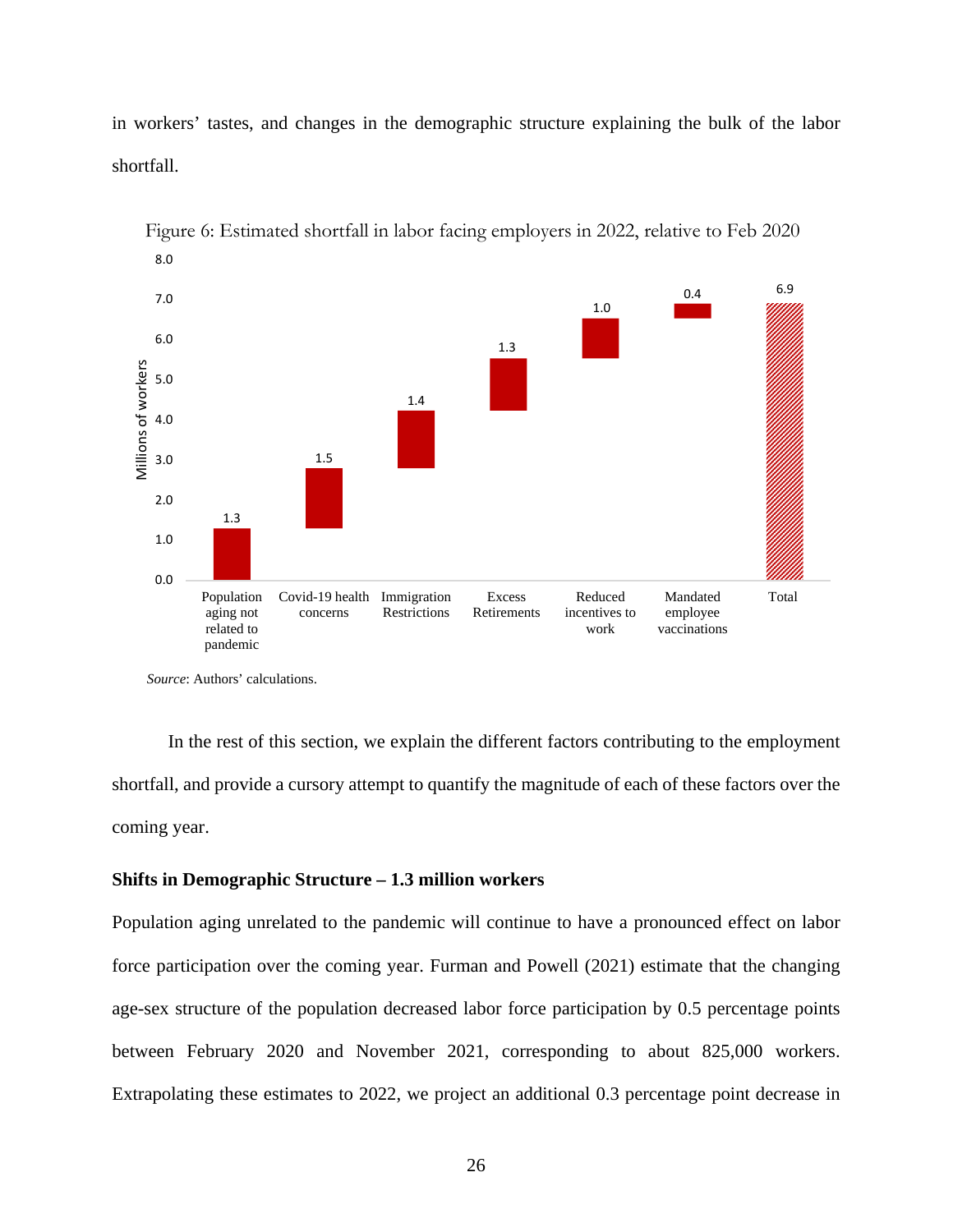in workers' tastes, and changes in the demographic structure explaining the bulk of the labor shortfall.

Figure 6: Estimated shortfall in labor facing employers in 2022, relative to Feb 2020

| Factor | Millions of workers |
|---|---|
| Population aging not related to pandemic | 1.3 |
| Covid-19 health concerns | 1.5 |
| Immigration Restrictions | 1.4 |
| Excess Retirements | 1.3 |
| Reduced incentives to work | 1.0 |
| Mandated employee vaccinations | 0.4 |
| Total | 6.9 |

*Source*: Authors' calculations.

In the rest of this section, we explain the different factors contributing to the employment shortfall, and provide a cursory attempt to quantify the magnitude of each of these factors over the coming year.

**Shifts in Demographic Structure – 1.3 million workers**

Population aging unrelated to the pandemic will continue to have a pronounced effect on labor force participation over the coming year. Furman and Powell (2021) estimate that the changing age-sex structure of the population decreased labor force participation by 0.5 percentage points between February 2020 and November 2021, corresponding to about 825,000 workers. Extrapolating these estimates to 2022, we project an additional 0.3 percentage point decrease in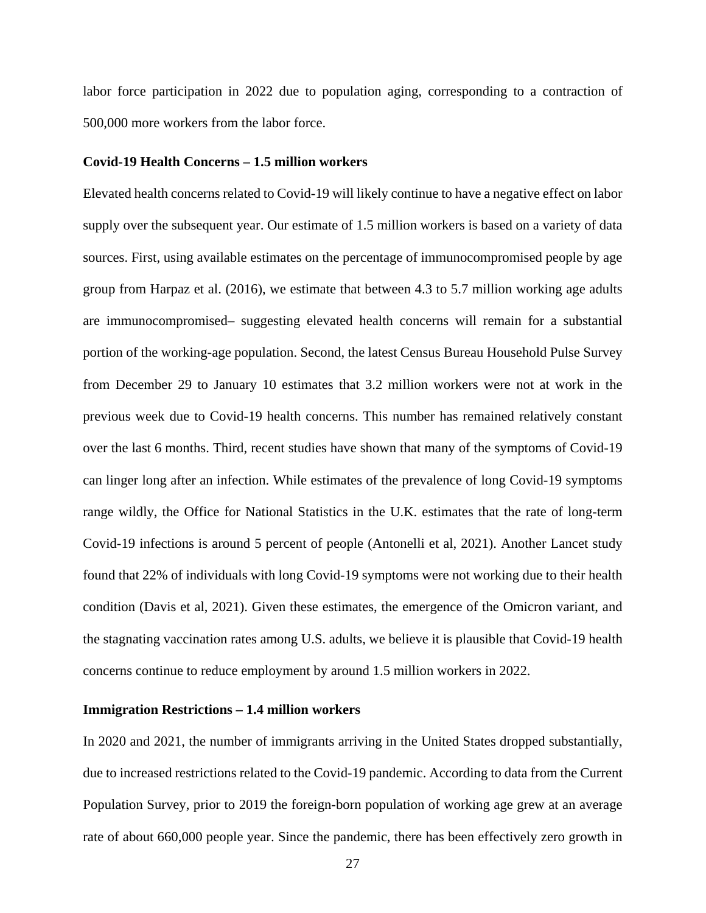labor force participation in 2022 due to population aging, corresponding to a contraction of 500,000 more workers from the labor force.

**Covid-19 Health Concerns – 1.5 million workers**

Elevated health concerns related to Covid-19 will likely continue to have a negative effect on labor supply over the subsequent year. Our estimate of 1.5 million workers is based on a variety of data sources. First, using available estimates on the percentage of immunocompromised people by age group from Harpaz et al. (2016), we estimate that between 4.3 to 5.7 million working age adults are immunocompromised– suggesting elevated health concerns will remain for a substantial portion of the working-age population. Second, the latest Census Bureau Household Pulse Survey from December 29 to January 10 estimates that 3.2 million workers were not at work in the previous week due to Covid-19 health concerns. This number has remained relatively constant over the last 6 months. Third, recent studies have shown that many of the symptoms of Covid-19 can linger long after an infection. While estimates of the prevalence of long Covid-19 symptoms range wildly, the Office for National Statistics in the U.K. estimates that the rate of long-term Covid-19 infections is around 5 percent of people (Antonelli et al, 2021). Another Lancet study found that 22% of individuals with long Covid-19 symptoms were not working due to their health condition (Davis et al, 2021). Given these estimates, the emergence of the Omicron variant, and the stagnating vaccination rates among U.S. adults, we believe it is plausible that Covid-19 health concerns continue to reduce employment by around 1.5 million workers in 2022.

**Immigration Restrictions – 1.4 million workers**

In 2020 and 2021, the number of immigrants arriving in the United States dropped substantially, due to increased restrictions related to the Covid-19 pandemic. According to data from the Current Population Survey, prior to 2019 the foreign-born population of working age grew at an average rate of about 660,000 people year. Since the pandemic, there has been effectively zero growth in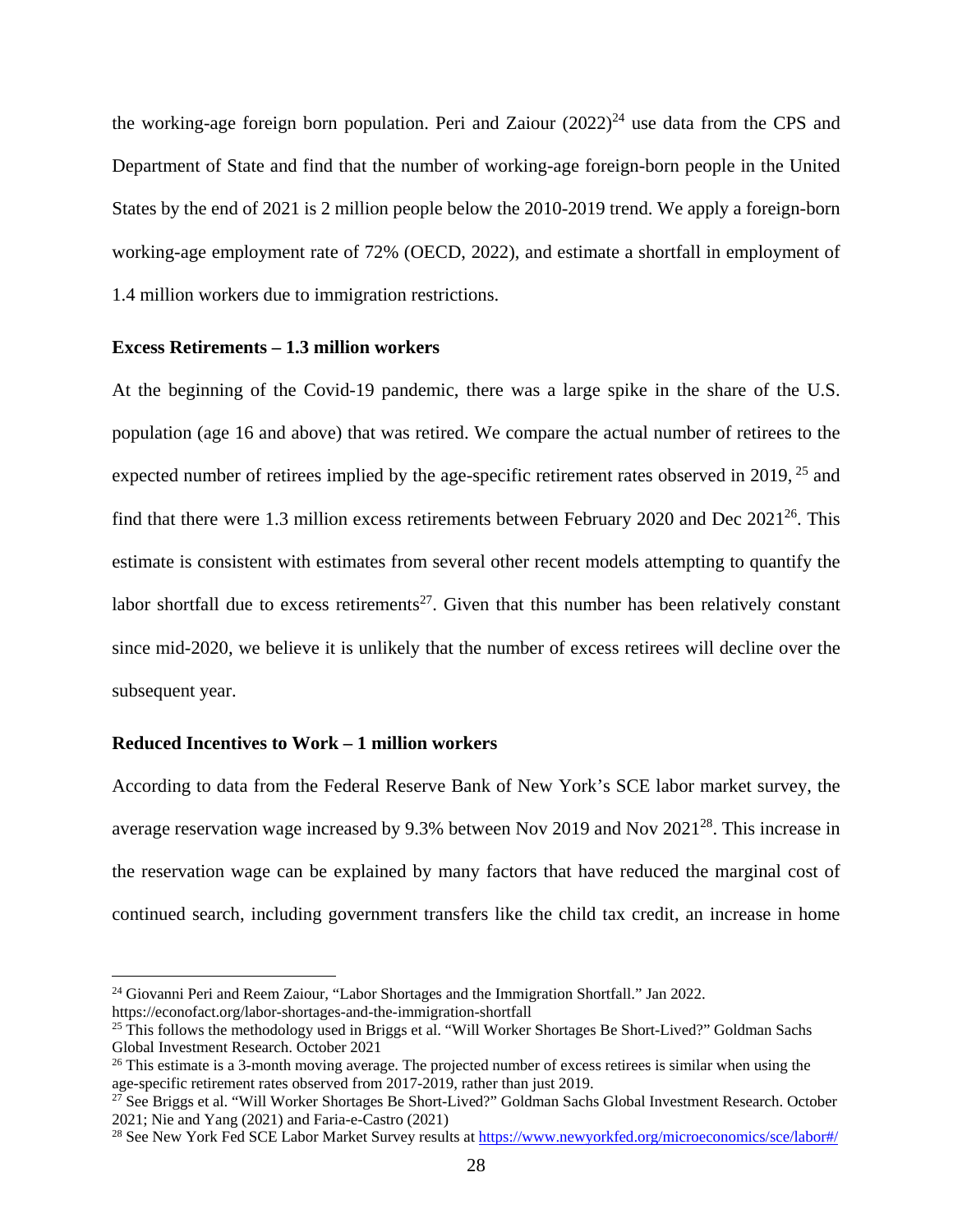the working-age foreign born population. Peri and Zaiour (2022)[24] use data from the CPS and Department of State and find that the number of working-age foreign-born people in the United States by the end of 2021 is 2 million people below the 2010-2019 trend. We apply a foreign-born working-age employment rate of 72% (OECD, 2022), and estimate a shortfall in employment of 1.4 million workers due to immigration restrictions.

**Excess Retirements – 1.3 million workers**

At the beginning of the Covid-19 pandemic, there was a large spike in the share of the U.S. population (age 16 and above) that was retired. We compare the actual number of retirees to the expected number of retirees implied by the age-specific retirement rates observed in 2019, [25] and find that there were 1.3 million excess retirements between February 2020 and Dec 2021[26]. This estimate is consistent with estimates from several other recent models attempting to quantify the labor shortfall due to excess retirements[27]. Given that this number has been relatively constant since mid-2020, we believe it is unlikely that the number of excess retirees will decline over the subsequent year.

**Reduced Incentives to Work – 1 million workers**

According to data from the Federal Reserve Bank of New York's SCE labor market survey, the average reservation wage increased by 9.3% between Nov 2019 and Nov 2021[28]. This increase in the reservation wage can be explained by many factors that have reduced the marginal cost of continued search, including government transfers like the child tax credit, an increase in home

---

[24] Giovanni Peri and Reem Zaiour, "Labor Shortages and the Immigration Shortfall." Jan 2022. https://econofact.org/labor-shortages-and-the-immigration-shortfall

[25] This follows the methodology used in Briggs et al. "Will Worker Shortages Be Short-Lived?" Goldman Sachs Global Investment Research. October 2021

[26] This estimate is a 3-month moving average. The projected number of excess retirees is similar when using the age-specific retirement rates observed from 2017-2019, rather than just 2019.

[27] See Briggs et al. "Will Worker Shortages Be Short-Lived?" Goldman Sachs Global Investment Research. October 2021; Nie and Yang (2021) and Faria-e-Castro (2021)

[28] See New York Fed SCE Labor Market Survey results at https://www.newyorkfed.org/microeconomics/sce/labor#/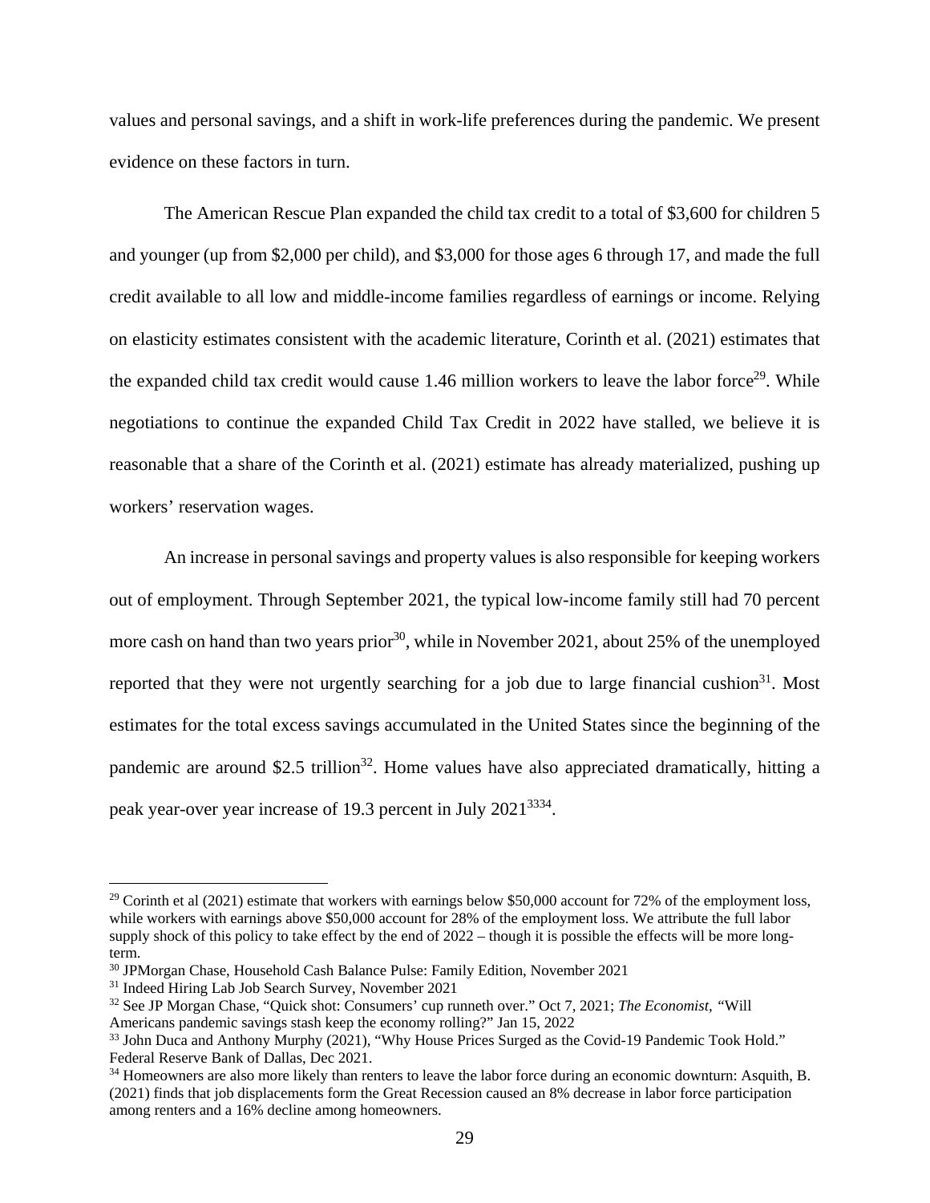values and personal savings, and a shift in work-life preferences during the pandemic. We present evidence on these factors in turn.

The American Rescue Plan expanded the child tax credit to a total of $3,600 for children 5 and younger (up from $2,000 per child), and $3,000 for those ages 6 through 17, and made the full credit available to all low and middle-income families regardless of earnings or income. Relying on elasticity estimates consistent with the academic literature, Corinth et al. (2021) estimates that the expanded child tax credit would cause 1.46 million workers to leave the labor force[29]. While negotiations to continue the expanded Child Tax Credit in 2022 have stalled, we believe it is reasonable that a share of the Corinth et al. (2021) estimate has already materialized, pushing up workers' reservation wages.

An increase in personal savings and property values is also responsible for keeping workers out of employment. Through September 2021, the typical low-income family still had 70 percent more cash on hand than two years prior[30], while in November 2021, about 25% of the unemployed reported that they were not urgently searching for a job due to large financial cushion[31]. Most estimates for the total excess savings accumulated in the United States since the beginning of the pandemic are around $2.5 trillion[32]. Home values have also appreciated dramatically, hitting a peak year-over year increase of 19.3 percent in July 2021[33][34].

---

[29] Corinth et al (2021) estimate that workers with earnings below $50,000 account for 72% of the employment loss, while workers with earnings above $50,000 account for 28% of the employment loss. We attribute the full labor supply shock of this policy to take effect by the end of 2022 – though it is possible the effects will be more long-term.

[30] JPMorgan Chase, Household Cash Balance Pulse: Family Edition, November 2021

[31] Indeed Hiring Lab Job Search Survey, November 2021

[32] See JP Morgan Chase, "Quick shot: Consumers' cup runneth over." Oct 7, 2021; *The Economist*, "Will Americans pandemic savings stash keep the economy rolling?" Jan 15, 2022

[33] John Duca and Anthony Murphy (2021), "Why House Prices Surged as the Covid-19 Pandemic Took Hold." Federal Reserve Bank of Dallas, Dec 2021.

[34] Homeowners are also more likely than renters to leave the labor force during an economic downturn: Asquith, B. (2021) finds that job displacements form the Great Recession caused an 8% decrease in labor force participation among renters and a 16% decline among homeowners.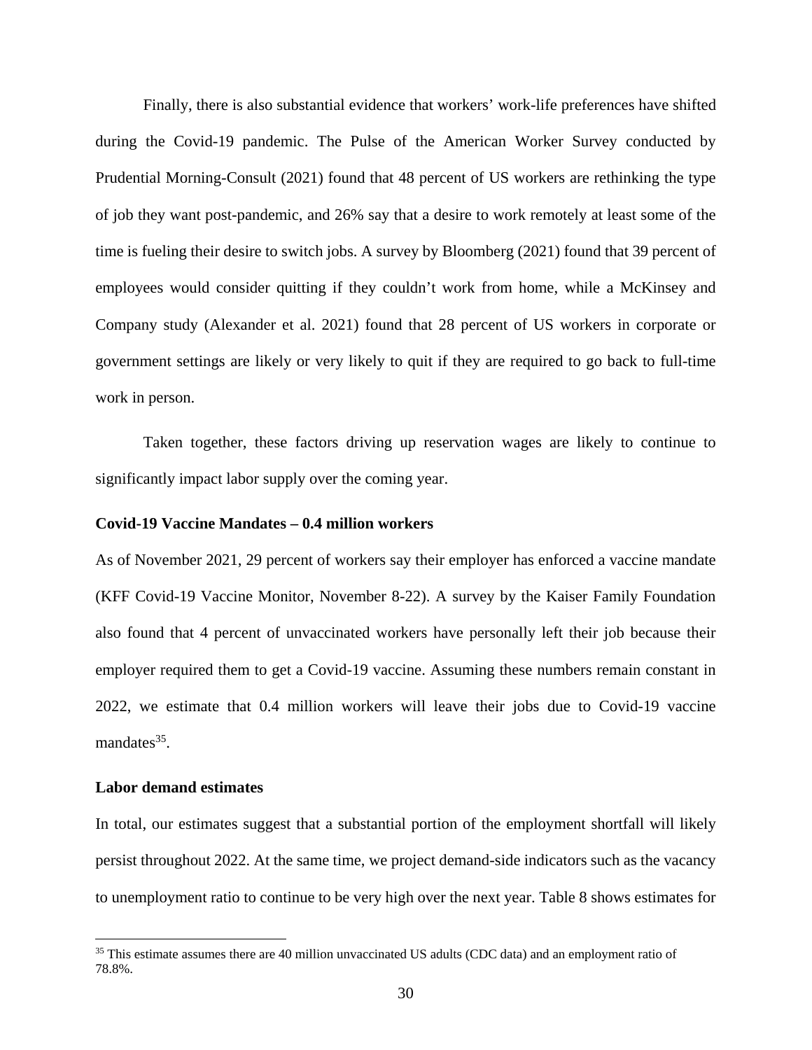Finally, there is also substantial evidence that workers' work-life preferences have shifted during the Covid-19 pandemic. The Pulse of the American Worker Survey conducted by Prudential Morning-Consult (2021) found that 48 percent of US workers are rethinking the type of job they want post-pandemic, and 26% say that a desire to work remotely at least some of the time is fueling their desire to switch jobs. A survey by Bloomberg (2021) found that 39 percent of employees would consider quitting if they couldn't work from home, while a McKinsey and Company study (Alexander et al. 2021) found that 28 percent of US workers in corporate or government settings are likely or very likely to quit if they are required to go back to full-time work in person.

Taken together, these factors driving up reservation wages are likely to continue to significantly impact labor supply over the coming year.

**Covid-19 Vaccine Mandates – 0.4 million workers**

As of November 2021, 29 percent of workers say their employer has enforced a vaccine mandate (KFF Covid-19 Vaccine Monitor, November 8-22). A survey by the Kaiser Family Foundation also found that 4 percent of unvaccinated workers have personally left their job because their employer required them to get a Covid-19 vaccine. Assuming these numbers remain constant in 2022, we estimate that 0.4 million workers will leave their jobs due to Covid-19 vaccine mandates[35].

**Labor demand estimates**

In total, our estimates suggest that a substantial portion of the employment shortfall will likely persist throughout 2022. At the same time, we project demand-side indicators such as the vacancy to unemployment ratio to continue to be very high over the next year. Table 8 shows estimates for

[35] This estimate assumes there are 40 million unvaccinated US adults (CDC data) and an employment ratio of 78.8%.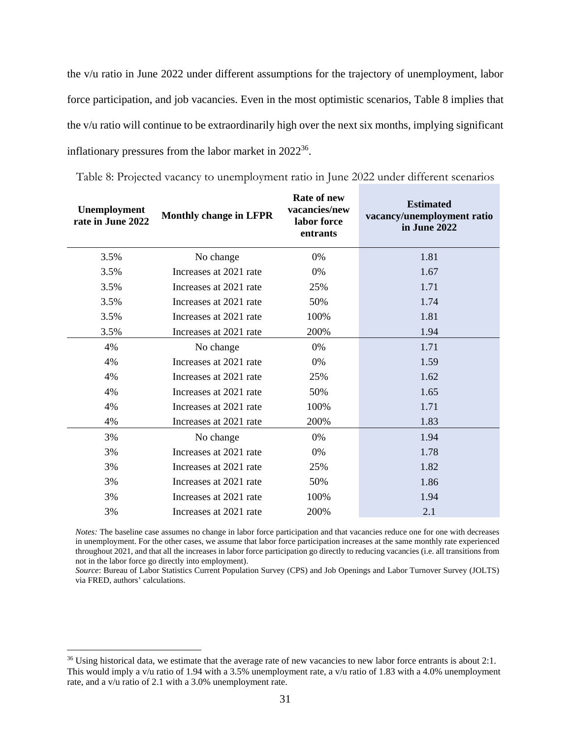the v/u ratio in June 2022 under different assumptions for the trajectory of unemployment, labor force participation, and job vacancies. Even in the most optimistic scenarios, Table 8 implies that the v/u ratio will continue to be extraordinarily high over the next six months, implying significant inflationary pressures from the labor market in 2022[36].

Table 8: Projected vacancy to unemployment ratio in June 2022 under different scenarios

| Unemployment rate in June 2022 | Monthly change in LFPR | Rate of new vacancies/new labor force entrants | Estimated vacancy/unemployment ratio in June 2022 |
|---|---|---|---|
| 3.5% | No change | 0% | 1.81 |
| 3.5% | Increases at 2021 rate | 0% | 1.67 |
| 3.5% | Increases at 2021 rate | 25% | 1.71 |
| 3.5% | Increases at 2021 rate | 50% | 1.74 |
| 3.5% | Increases at 2021 rate | 100% | 1.81 |
| 3.5% | Increases at 2021 rate | 200% | 1.94 |
| 4% | No change | 0% | 1.71 |
| 4% | Increases at 2021 rate | 0% | 1.59 |
| 4% | Increases at 2021 rate | 25% | 1.62 |
| 4% | Increases at 2021 rate | 50% | 1.65 |
| 4% | Increases at 2021 rate | 100% | 1.71 |
| 4% | Increases at 2021 rate | 200% | 1.83 |
| 3% | No change | 0% | 1.94 |
| 3% | Increases at 2021 rate | 0% | 1.78 |
| 3% | Increases at 2021 rate | 25% | 1.82 |
| 3% | Increases at 2021 rate | 50% | 1.86 |
| 3% | Increases at 2021 rate | 100% | 1.94 |
| 3% | Increases at 2021 rate | 200% | 2.1 |

*Notes:* The baseline case assumes no change in labor force participation and that vacancies reduce one for one with decreases in unemployment. For the other cases, we assume that labor force participation increases at the same monthly rate experienced throughout 2021, and that all the increases in labor force participation go directly to reducing vacancies (i.e. all transitions from not in the labor force go directly into employment).
*Source*: Bureau of Labor Statistics Current Population Survey (CPS) and Job Openings and Labor Turnover Survey (JOLTS) via FRED, authors' calculations.

[36] Using historical data, we estimate that the average rate of new vacancies to new labor force entrants is about 2:1. This would imply a v/u ratio of 1.94 with a 3.5% unemployment rate, a v/u ratio of 1.83 with a 4.0% unemployment rate, and a v/u ratio of 2.1 with a 3.0% unemployment rate.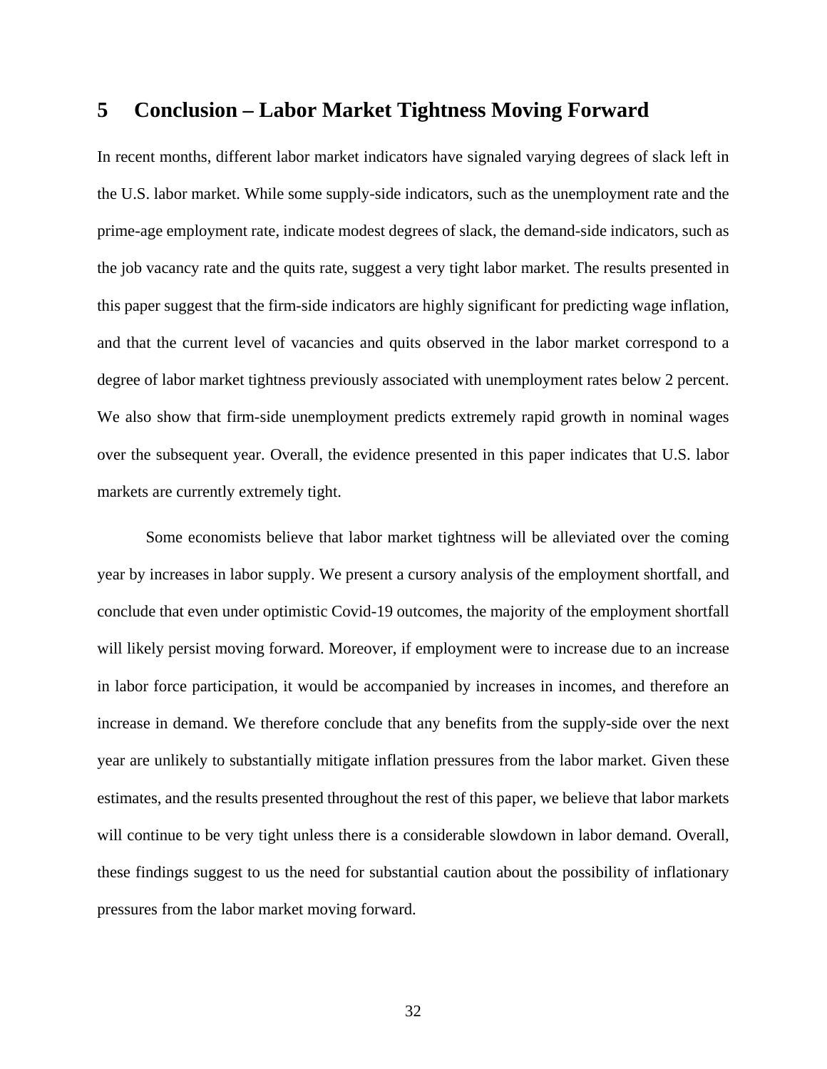## 5 Conclusion – Labor Market Tightness Moving Forward

In recent months, different labor market indicators have signaled varying degrees of slack left in the U.S. labor market. While some supply-side indicators, such as the unemployment rate and the prime-age employment rate, indicate modest degrees of slack, the demand-side indicators, such as the job vacancy rate and the quits rate, suggest a very tight labor market. The results presented in this paper suggest that the firm-side indicators are highly significant for predicting wage inflation, and that the current level of vacancies and quits observed in the labor market correspond to a degree of labor market tightness previously associated with unemployment rates below 2 percent. We also show that firm-side unemployment predicts extremely rapid growth in nominal wages over the subsequent year. Overall, the evidence presented in this paper indicates that U.S. labor markets are currently extremely tight.

Some economists believe that labor market tightness will be alleviated over the coming year by increases in labor supply. We present a cursory analysis of the employment shortfall, and conclude that even under optimistic Covid-19 outcomes, the majority of the employment shortfall will likely persist moving forward. Moreover, if employment were to increase due to an increase in labor force participation, it would be accompanied by increases in incomes, and therefore an increase in demand. We therefore conclude that any benefits from the supply-side over the next year are unlikely to substantially mitigate inflation pressures from the labor market. Given these estimates, and the results presented throughout the rest of this paper, we believe that labor markets will continue to be very tight unless there is a considerable slowdown in labor demand. Overall, these findings suggest to us the need for substantial caution about the possibility of inflationary pressures from the labor market moving forward.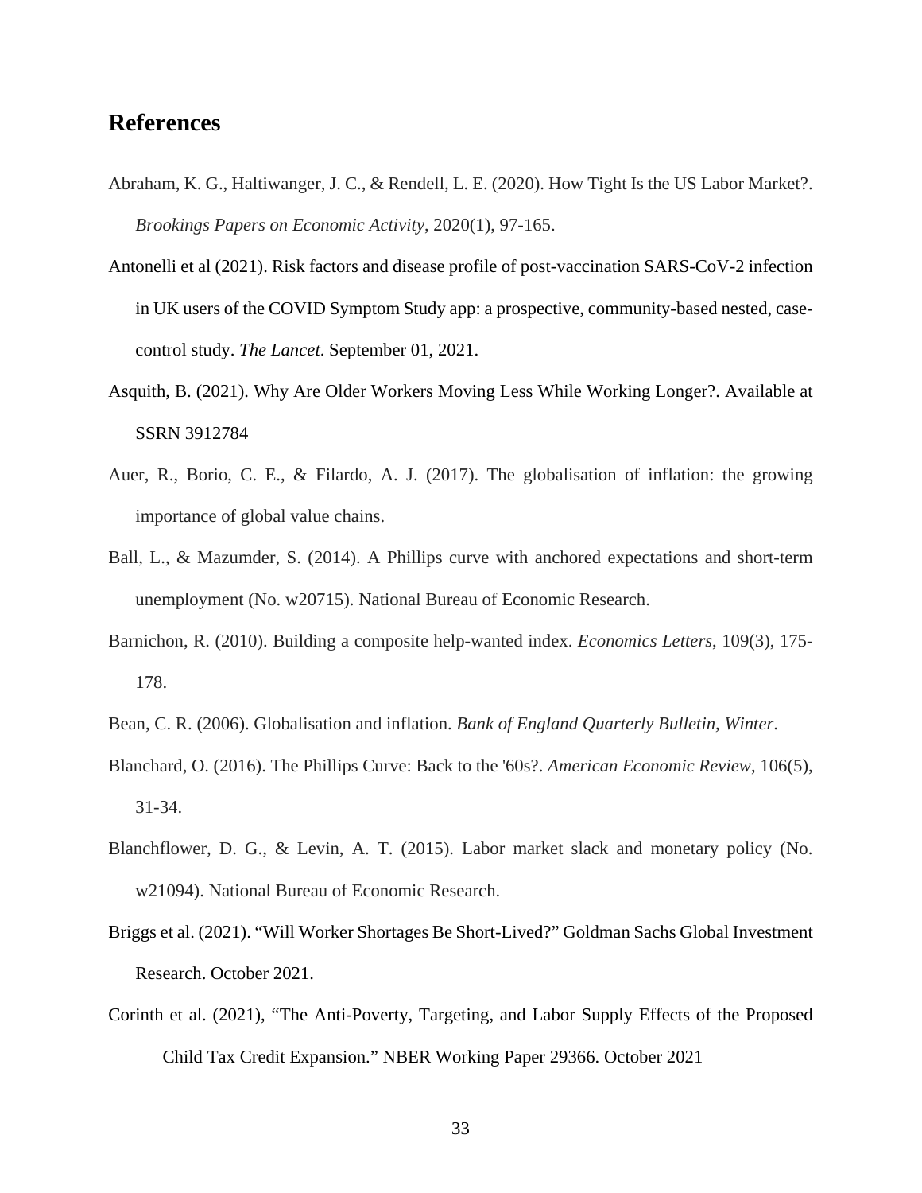## References

Abraham, K. G., Haltiwanger, J. C., & Rendell, L. E. (2020). How Tight Is the US Labor Market?. *Brookings Papers on Economic Activity*, 2020(1), 97-165.

Antonelli et al (2021). Risk factors and disease profile of post-vaccination SARS-CoV-2 infection in UK users of the COVID Symptom Study app: a prospective, community-based nested, case-control study. *The Lancet*. September 01, 2021.

Asquith, B. (2021). Why Are Older Workers Moving Less While Working Longer?. Available at SSRN 3912784

Auer, R., Borio, C. E., & Filardo, A. J. (2017). The globalisation of inflation: the growing importance of global value chains.

Ball, L., & Mazumder, S. (2014). A Phillips curve with anchored expectations and short-term unemployment (No. w20715). National Bureau of Economic Research.

Barnichon, R. (2010). Building a composite help-wanted index. *Economics Letters*, 109(3), 175-178.

Bean, C. R. (2006). Globalisation and inflation. *Bank of England Quarterly Bulletin, Winter*.

Blanchard, O. (2016). The Phillips Curve: Back to the '60s?. *American Economic Review*, 106(5), 31-34.

Blanchflower, D. G., & Levin, A. T. (2015). Labor market slack and monetary policy (No. w21094). National Bureau of Economic Research.

Briggs et al. (2021). "Will Worker Shortages Be Short-Lived?" Goldman Sachs Global Investment Research. October 2021.

Corinth et al. (2021), "The Anti-Poverty, Targeting, and Labor Supply Effects of the Proposed Child Tax Credit Expansion." NBER Working Paper 29366. October 2021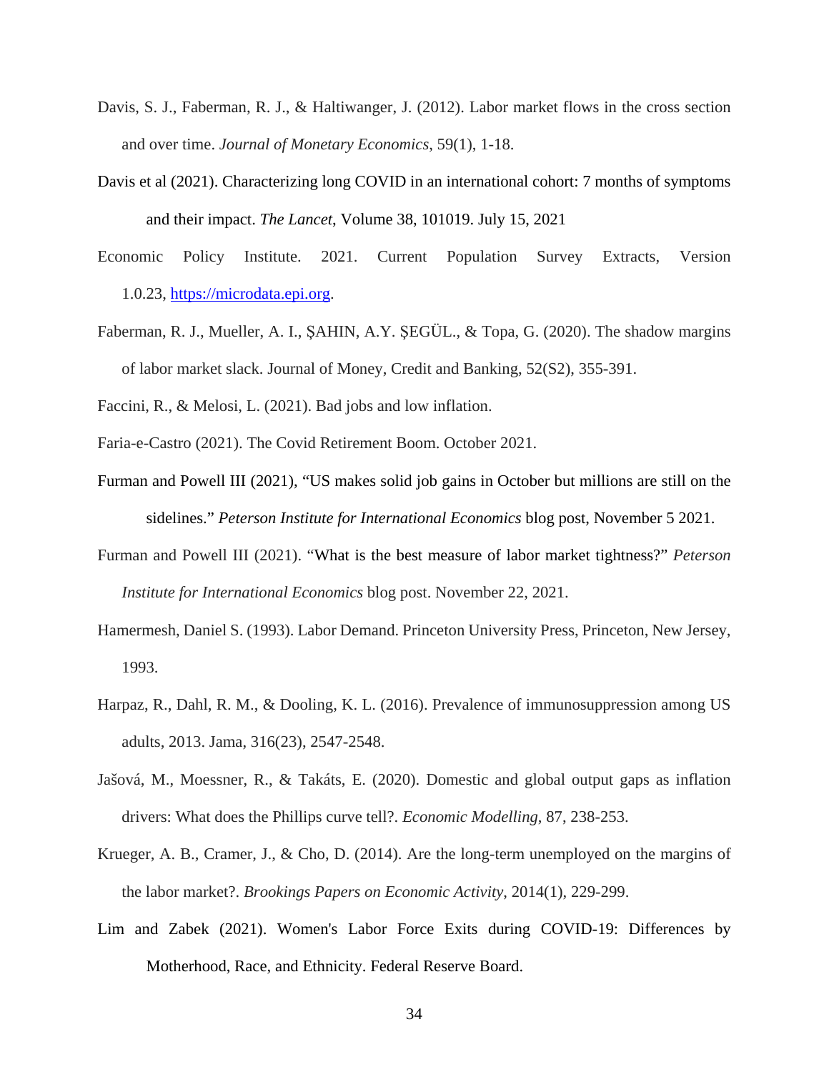Davis, S. J., Faberman, R. J., & Haltiwanger, J. (2012). Labor market flows in the cross section and over time. *Journal of Monetary Economics*, 59(1), 1-18.

Davis et al (2021). Characterizing long COVID in an international cohort: 7 months of symptoms and their impact. *The Lancet*, Volume 38, 101019. July 15, 2021

Economic Policy Institute. 2021. Current Population Survey Extracts, Version 1.0.23, https://microdata.epi.org.

Faberman, R. J., Mueller, A. I., ŞAHIN, A.Y. ŞEGÜL., & Topa, G. (2020). The shadow margins of labor market slack. Journal of Money, Credit and Banking, 52(S2), 355-391.

Faccini, R., & Melosi, L. (2021). Bad jobs and low inflation.

Faria-e-Castro (2021). The Covid Retirement Boom. October 2021.

Furman and Powell III (2021), "US makes solid job gains in October but millions are still on the sidelines." *Peterson Institute for International Economics* blog post, November 5 2021.

Furman and Powell III (2021). "What is the best measure of labor market tightness?" *Peterson Institute for International Economics* blog post. November 22, 2021.

Hamermesh, Daniel S. (1993). Labor Demand. Princeton University Press, Princeton, New Jersey, 1993.

Harpaz, R., Dahl, R. M., & Dooling, K. L. (2016). Prevalence of immunosuppression among US adults, 2013. Jama, 316(23), 2547-2548.

Jašová, M., Moessner, R., & Takáts, E. (2020). Domestic and global output gaps as inflation drivers: What does the Phillips curve tell?. *Economic Modelling*, 87, 238-253.

Krueger, A. B., Cramer, J., & Cho, D. (2014). Are the long-term unemployed on the margins of the labor market?. *Brookings Papers on Economic Activity*, 2014(1), 229-299.

Lim and Zabek (2021). Women's Labor Force Exits during COVID-19: Differences by Motherhood, Race, and Ethnicity. Federal Reserve Board.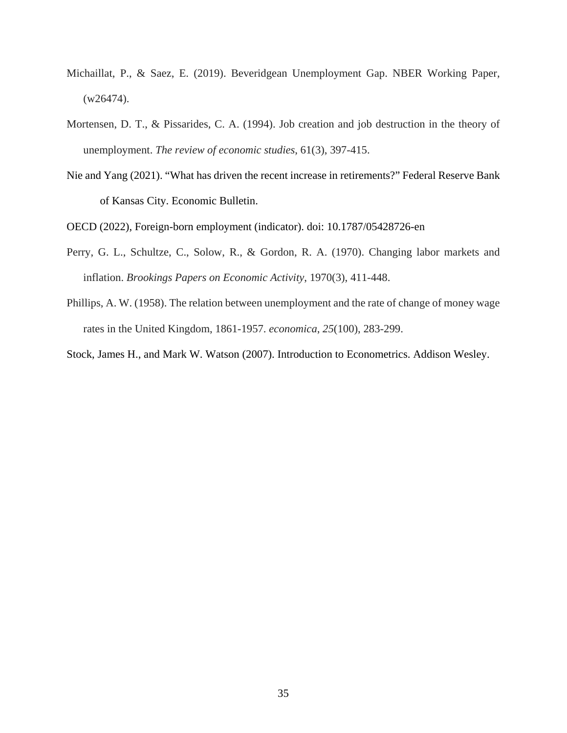Michaillat, P., & Saez, E. (2019). Beveridgean Unemployment Gap. NBER Working Paper, (w26474).

Mortensen, D. T., & Pissarides, C. A. (1994). Job creation and job destruction in the theory of unemployment. *The review of economic studies*, 61(3), 397-415.

Nie and Yang (2021). "What has driven the recent increase in retirements?" Federal Reserve Bank of Kansas City. Economic Bulletin.

OECD (2022), Foreign-born employment (indicator). doi: 10.1787/05428726-en

Perry, G. L., Schultze, C., Solow, R., & Gordon, R. A. (1970). Changing labor markets and inflation. *Brookings Papers on Economic Activity*, 1970(3), 411-448.

Phillips, A. W. (1958). The relation between unemployment and the rate of change of money wage rates in the United Kingdom, 1861-1957. *economica*, *25*(100), 283-299.

Stock, James H., and Mark W. Watson (2007). Introduction to Econometrics. Addison Wesley.